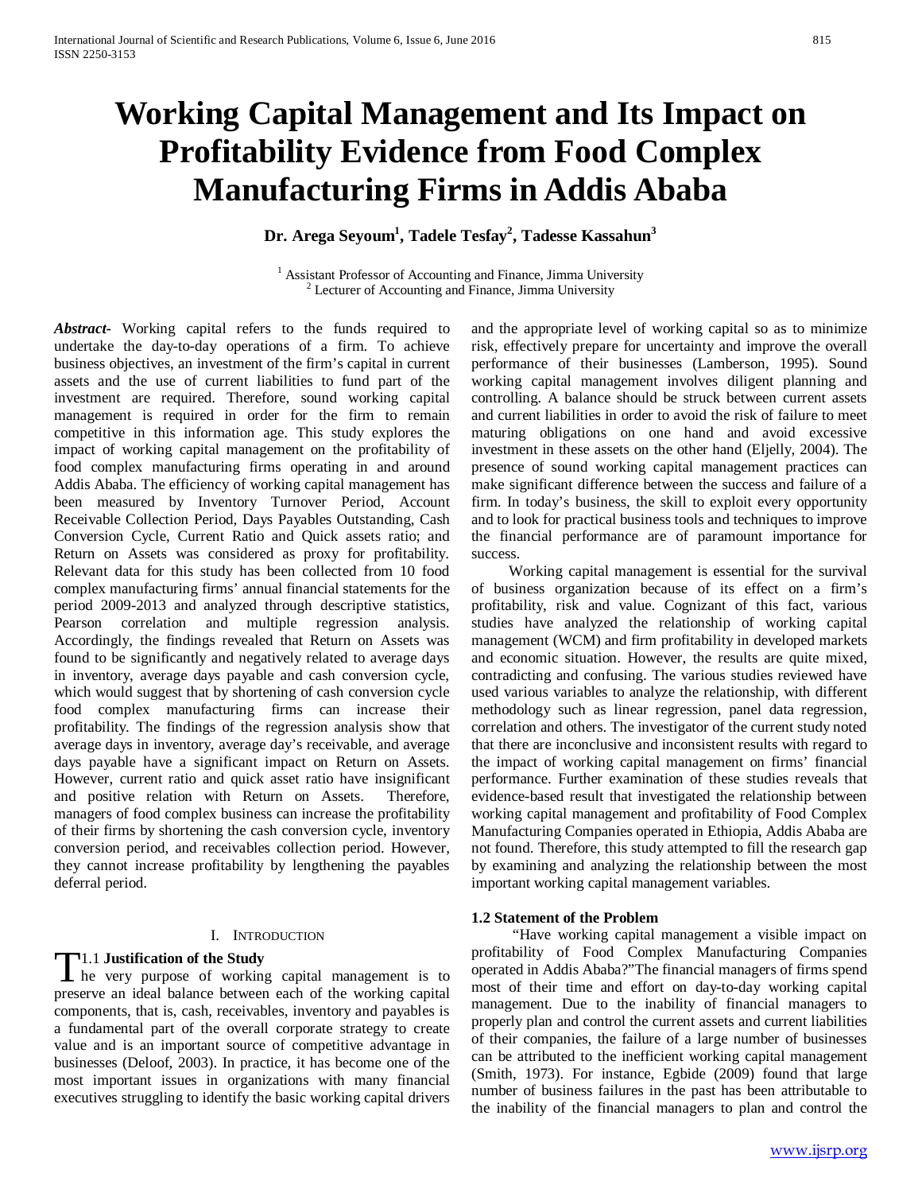# Working Capital Management and Its Impact on Profitability Evidence from Food Complex Manufacturing Firms in Addis Ababa

**Dr. Arega Seyoum[1], Tadele Tesfay[2], Tadesse Kassahun[3]**

[1] Assistant Professor of Accounting and Finance, Jimma University
[2] Lecturer of Accounting and Finance, Jimma University

***Abstract-*** Working capital refers to the funds required to undertake the day-to-day operations of a firm. To achieve business objectives, an investment of the firm's capital in current assets and the use of current liabilities to fund part of the investment are required. Therefore, sound working capital management is required in order for the firm to remain competitive in this information age. This study explores the impact of working capital management on the profitability of food complex manufacturing firms operating in and around Addis Ababa. The efficiency of working capital management has been measured by Inventory Turnover Period, Account Receivable Collection Period, Days Payables Outstanding, Cash Conversion Cycle, Current Ratio and Quick assets ratio; and Return on Assets was considered as proxy for profitability. Relevant data for this study has been collected from 10 food complex manufacturing firms' annual financial statements for the period 2009-2013 and analyzed through descriptive statistics, Pearson correlation and multiple regression analysis. Accordingly, the findings revealed that Return on Assets was found to be significantly and negatively related to average days in inventory, average days payable and cash conversion cycle, which would suggest that by shortening of cash conversion cycle food complex manufacturing firms can increase their profitability. The findings of the regression analysis show that average days in inventory, average day's receivable, and average days payable have a significant impact on Return on Assets. However, current ratio and quick asset ratio have insignificant and positive relation with Return on Assets. Therefore, managers of food complex business can increase the profitability of their firms by shortening the cash conversion cycle, inventory conversion period, and receivables collection period. However, they cannot increase profitability by lengthening the payables deferral period.

## I. Introduction

### 1.1 Justification of the Study

The very purpose of working capital management is to preserve an ideal balance between each of the working capital components, that is, cash, receivables, inventory and payables is a fundamental part of the overall corporate strategy to create value and is an important source of competitive advantage in businesses (Deloof, 2003). In practice, it has become one of the most important issues in organizations with many financial executives struggling to identify the basic working capital drivers and the appropriate level of working capital so as to minimize risk, effectively prepare for uncertainty and improve the overall performance of their businesses (Lamberson, 1995). Sound working capital management involves diligent planning and controlling. A balance should be struck between current assets and current liabilities in order to avoid the risk of failure to meet maturing obligations on one hand and avoid excessive investment in these assets on the other hand (Eljelly, 2004). The presence of sound working capital management practices can make significant difference between the success and failure of a firm. In today's business, the skill to exploit every opportunity and to look for practical business tools and techniques to improve the financial performance are of paramount importance for success.

Working capital management is essential for the survival of business organization because of its effect on a firm's profitability, risk and value. Cognizant of this fact, various studies have analyzed the relationship of working capital management (WCM) and firm profitability in developed markets and economic situation. However, the results are quite mixed, contradicting and confusing. The various studies reviewed have used various variables to analyze the relationship, with different methodology such as linear regression, panel data regression, correlation and others. The investigator of the current study noted that there are inconclusive and inconsistent results with regard to the impact of working capital management on firms' financial performance. Further examination of these studies reveals that evidence-based result that investigated the relationship between working capital management and profitability of Food Complex Manufacturing Companies operated in Ethiopia, Addis Ababa are not found. Therefore, this study attempted to fill the research gap by examining and analyzing the relationship between the most important working capital management variables.

### 1.2 Statement of the Problem

"Have working capital management a visible impact on profitability of Food Complex Manufacturing Companies operated in Addis Ababa?"The financial managers of firms spend most of their time and effort on day-to-day working capital management. Due to the inability of financial managers to properly plan and control the current assets and current liabilities of their companies, the failure of a large number of businesses can be attributed to the inefficient working capital management (Smith, 1973). For instance, Egbide (2009) found that large number of business failures in the past has been attributable to the inability of the financial managers to plan and control the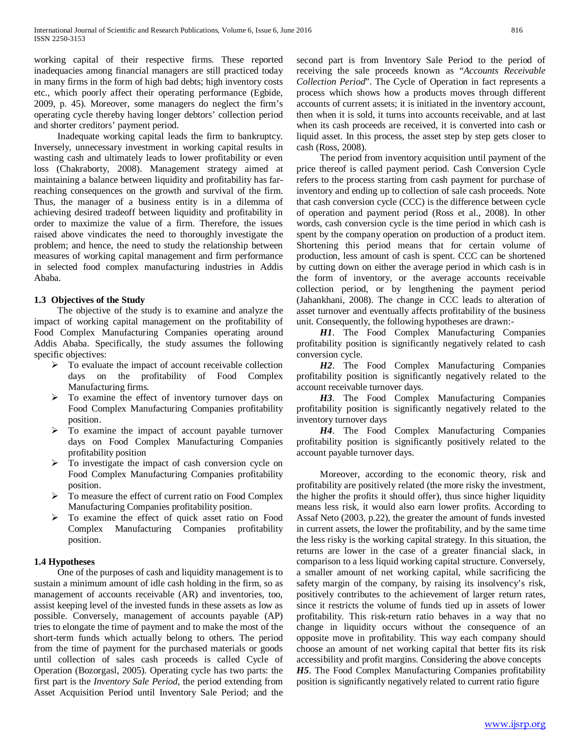working capital of their respective firms. These reported inadequacies among financial managers are still practiced today in many firms in the form of high bad debts; high inventory costs etc., which poorly affect their operating performance (Egbide, 2009, p. 45). Moreover, some managers do neglect the firm's operating cycle thereby having longer debtors' collection period and shorter creditors' payment period.

Inadequate working capital leads the firm to bankruptcy. Inversely, unnecessary investment in working capital results in wasting cash and ultimately leads to lower profitability or even loss (Chakraborty, 2008). Management strategy aimed at maintaining a balance between liquidity and profitability has far-reaching consequences on the growth and survival of the firm. Thus, the manager of a business entity is in a dilemma of achieving desired tradeoff between liquidity and profitability in order to maximize the value of a firm. Therefore, the issues raised above vindicates the need to thoroughly investigate the problem; and hence, the need to study the relationship between measures of working capital management and firm performance in selected food complex manufacturing industries in Addis Ababa.

### 1.3 Objectives of the Study

The objective of the study is to examine and analyze the impact of working capital management on the profitability of Food Complex Manufacturing Companies operating around Addis Ababa. Specifically, the study assumes the following specific objectives:

- To evaluate the impact of account receivable collection days on the profitability of Food Complex Manufacturing firms.
- To examine the effect of inventory turnover days on Food Complex Manufacturing Companies profitability position.
- To examine the impact of account payable turnover days on Food Complex Manufacturing Companies profitability position
- To investigate the impact of cash conversion cycle on Food Complex Manufacturing Companies profitability position.
- To measure the effect of current ratio on Food Complex Manufacturing Companies profitability position.
- To examine the effect of quick asset ratio on Food Complex Manufacturing Companies profitability position.

### 1.4 Hypotheses

One of the purposes of cash and liquidity management is to sustain a minimum amount of idle cash holding in the firm, so as management of accounts receivable (AR) and inventories, too, assist keeping level of the invested funds in these assets as low as possible. Conversely, management of accounts payable (AP) tries to elongate the time of payment and to make the most of the short-term funds which actually belong to others. The period from the time of payment for the purchased materials or goods until collection of sales cash proceeds is called Cycle of Operation (Bozorgasl, 2005). Operating cycle has two parts: the first part is the *Inventory Sale Period*, the period extending from Asset Acquisition Period until Inventory Sale Period; and the second part is from Inventory Sale Period to the period of receiving the sale proceeds known as "*Accounts Receivable Collection Period*". The Cycle of Operation in fact represents a process which shows how a products moves through different accounts of current assets; it is initiated in the inventory account, then when it is sold, it turns into accounts receivable, and at last when its cash proceeds are received, it is converted into cash or liquid asset. In this process, the asset step by step gets closer to cash (Ross, 2008).

The period from inventory acquisition until payment of the price thereof is called payment period. Cash Conversion Cycle refers to the process starting from cash payment for purchase of inventory and ending up to collection of sale cash proceeds. Note that cash conversion cycle (CCC) is the difference between cycle of operation and payment period (Ross et al., 2008). In other words, cash conversion cycle is the time period in which cash is spent by the company operation on production of a product item. Shortening this period means that for certain volume of production, less amount of cash is spent. CCC can be shortened by cutting down on either the average period in which cash is in the form of inventory, or the average accounts receivable collection period, or by lengthening the payment period (Jahankhani, 2008). The change in CCC leads to alteration of asset turnover and eventually affects profitability of the business unit. Consequently, the following hypotheses are drawn:-

***H1***. The Food Complex Manufacturing Companies profitability position is significantly negatively related to cash conversion cycle.

***H2***. The Food Complex Manufacturing Companies profitability position is significantly negatively related to the account receivable turnover days.

***H3***. The Food Complex Manufacturing Companies profitability position is significantly negatively related to the inventory turnover days

***H4***. The Food Complex Manufacturing Companies profitability position is significantly positively related to the account payable turnover days.

Moreover, according to the economic theory, risk and profitability are positively related (the more risky the investment, the higher the profits it should offer), thus since higher liquidity means less risk, it would also earn lower profits. According to Assaf Neto (2003, p.22), the greater the amount of funds invested in current assets, the lower the profitability, and by the same time the less risky is the working capital strategy. In this situation, the returns are lower in the case of a greater financial slack, in comparison to a less liquid working capital structure. Conversely, a smaller amount of net working capital, while sacrificing the safety margin of the company, by raising its insolvency's risk, positively contributes to the achievement of larger return rates, since it restricts the volume of funds tied up in assets of lower profitability. This risk-return ratio behaves in a way that no change in liquidity occurs without the consequence of an opposite move in profitability. This way each company should choose an amount of net working capital that better fits its risk accessibility and profit margins. Considering the above concepts

***H5***. The Food Complex Manufacturing Companies profitability position is significantly negatively related to current ratio figure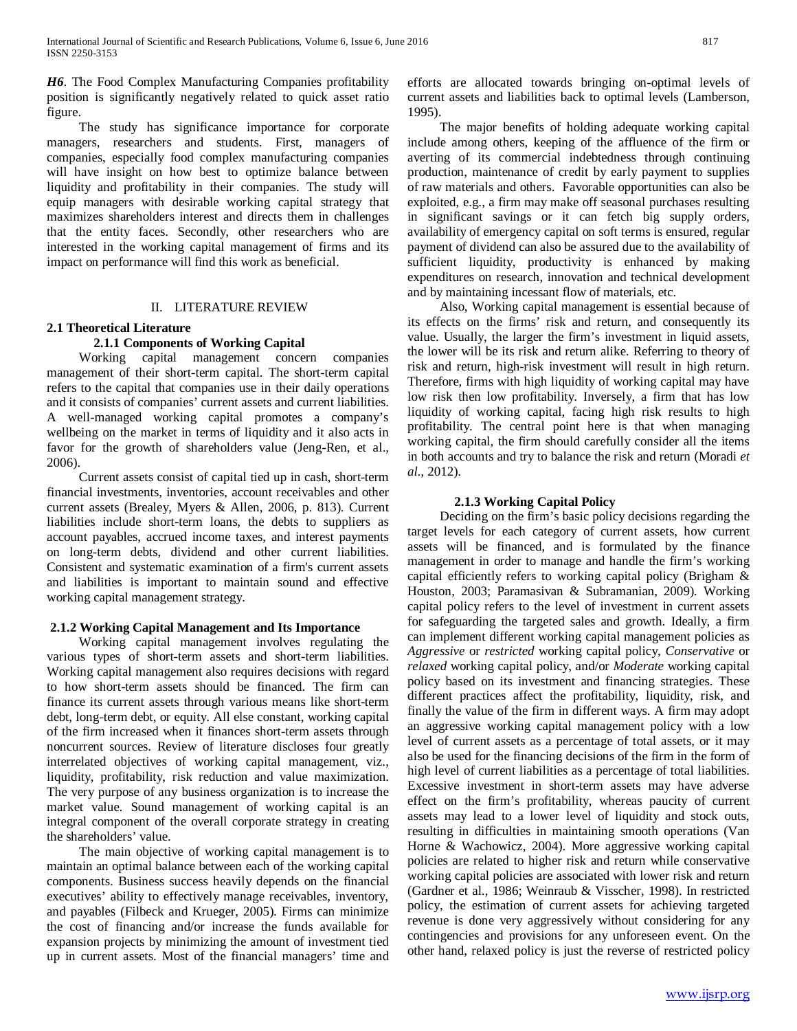*H6*. The Food Complex Manufacturing Companies profitability position is significantly negatively related to quick asset ratio figure.

The study has significance importance for corporate managers, researchers and students. First, managers of companies, especially food complex manufacturing companies will have insight on how best to optimize balance between liquidity and profitability in their companies. The study will equip managers with desirable working capital strategy that maximizes shareholders interest and directs them in challenges that the entity faces. Secondly, other researchers who are interested in the working capital management of firms and its impact on performance will find this work as beneficial.

## II. LITERATURE REVIEW

### 2.1 Theoretical Literature

#### 2.1.1 Components of Working Capital

Working capital management concern companies management of their short-term capital. The short-term capital refers to the capital that companies use in their daily operations and it consists of companies' current assets and current liabilities. A well-managed working capital promotes a company's wellbeing on the market in terms of liquidity and it also acts in favor for the growth of shareholders value (Jeng-Ren, et al., 2006).

Current assets consist of capital tied up in cash, short-term financial investments, inventories, account receivables and other current assets (Brealey, Myers & Allen, 2006, p. 813). Current liabilities include short-term loans, the debts to suppliers as account payables, accrued income taxes, and interest payments on long-term debts, dividend and other current liabilities. Consistent and systematic examination of a firm's current assets and liabilities is important to maintain sound and effective working capital management strategy.

#### 2.1.2 Working Capital Management and Its Importance

Working capital management involves regulating the various types of short-term assets and short-term liabilities. Working capital management also requires decisions with regard to how short-term assets should be financed. The firm can finance its current assets through various means like short-term debt, long-term debt, or equity. All else constant, working capital of the firm increased when it finances short-term assets through noncurrent sources. Review of literature discloses four greatly interrelated objectives of working capital management, viz., liquidity, profitability, risk reduction and value maximization. The very purpose of any business organization is to increase the market value. Sound management of working capital is an integral component of the overall corporate strategy in creating the shareholders' value.

The main objective of working capital management is to maintain an optimal balance between each of the working capital components. Business success heavily depends on the financial executives' ability to effectively manage receivables, inventory, and payables (Filbeck and Krueger, 2005). Firms can minimize the cost of financing and/or increase the funds available for expansion projects by minimizing the amount of investment tied up in current assets. Most of the financial managers' time and efforts are allocated towards bringing on-optimal levels of current assets and liabilities back to optimal levels (Lamberson, 1995).

The major benefits of holding adequate working capital include among others, keeping of the affluence of the firm or averting of its commercial indebtedness through continuing production, maintenance of credit by early payment to supplies of raw materials and others. Favorable opportunities can also be exploited, e.g., a firm may make off seasonal purchases resulting in significant savings or it can fetch big supply orders, availability of emergency capital on soft terms is ensured, regular payment of dividend can also be assured due to the availability of sufficient liquidity, productivity is enhanced by making expenditures on research, innovation and technical development and by maintaining incessant flow of materials, etc.

Also, Working capital management is essential because of its effects on the firms' risk and return, and consequently its value. Usually, the larger the firm's investment in liquid assets, the lower will be its risk and return alike. Referring to theory of risk and return, high-risk investment will result in high return. Therefore, firms with high liquidity of working capital may have low risk then low profitability. Inversely, a firm that has low liquidity of working capital, facing high risk results to high profitability. The central point here is that when managing working capital, the firm should carefully consider all the items in both accounts and try to balance the risk and return (Moradi *et al.*, 2012).

#### 2.1.3 Working Capital Policy

Deciding on the firm's basic policy decisions regarding the target levels for each category of current assets, how current assets will be financed, and is formulated by the finance management in order to manage and handle the firm's working capital efficiently refers to working capital policy (Brigham & Houston, 2003; Paramasivan & Subramanian, 2009). Working capital policy refers to the level of investment in current assets for safeguarding the targeted sales and growth. Ideally, a firm can implement different working capital management policies as *Aggressive* or *restricted* working capital policy, *Conservative* or *relaxed* working capital policy, and/or *Moderate* working capital policy based on its investment and financing strategies. These different practices affect the profitability, liquidity, risk, and finally the value of the firm in different ways. A firm may adopt an aggressive working capital management policy with a low level of current assets as a percentage of total assets, or it may also be used for the financing decisions of the firm in the form of high level of current liabilities as a percentage of total liabilities. Excessive investment in short-term assets may have adverse effect on the firm's profitability, whereas paucity of current assets may lead to a lower level of liquidity and stock outs, resulting in difficulties in maintaining smooth operations (Van Horne & Wachowicz, 2004). More aggressive working capital policies are related to higher risk and return while conservative working capital policies are associated with lower risk and return (Gardner et al., 1986; Weinraub & Visscher, 1998). In restricted policy, the estimation of current assets for achieving targeted revenue is done very aggressively without considering for any contingencies and provisions for any unforeseen event. On the other hand, relaxed policy is just the reverse of restricted policy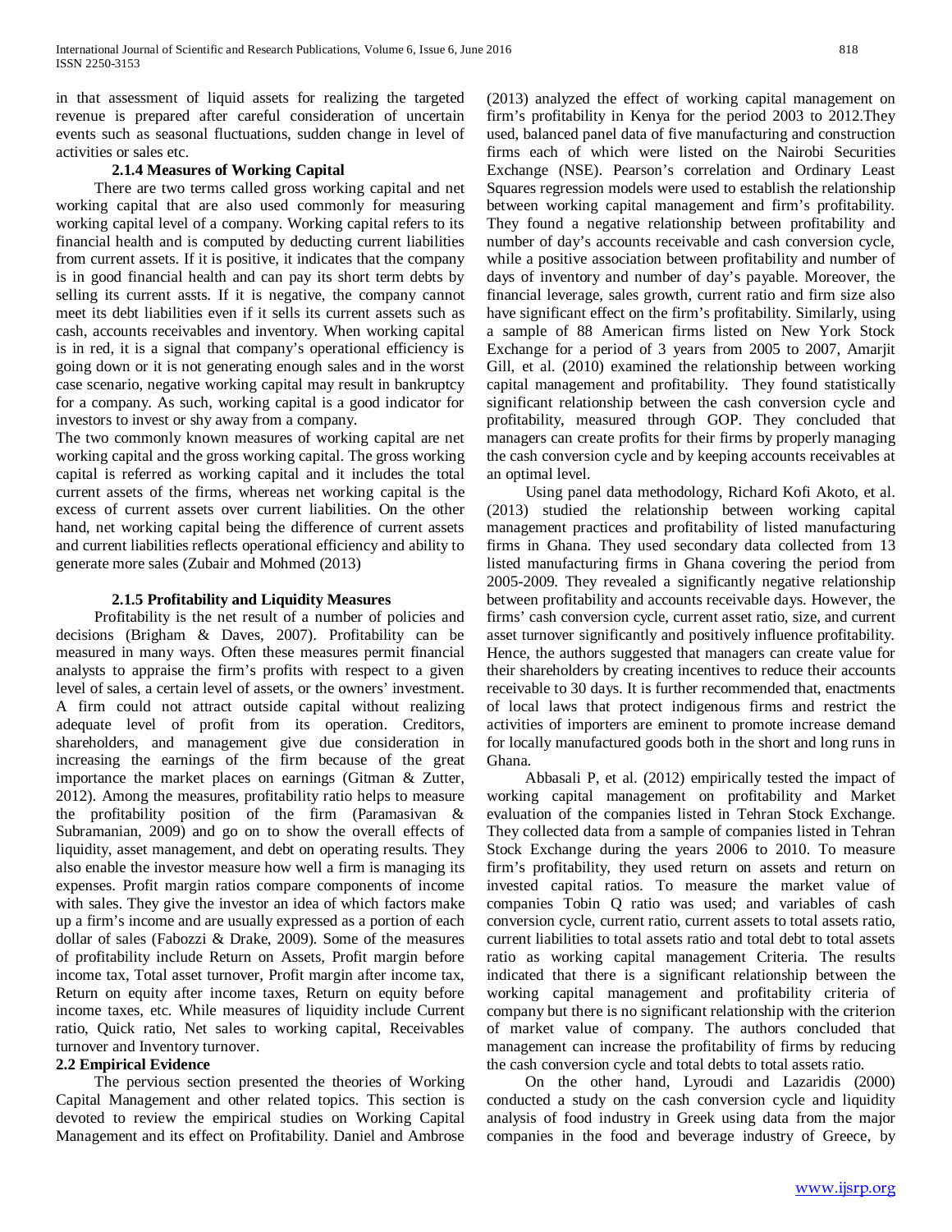in that assessment of liquid assets for realizing the targeted revenue is prepared after careful consideration of uncertain events such as seasonal fluctuations, sudden change in level of activities or sales etc.

### 2.1.4 Measures of Working Capital

There are two terms called gross working capital and net working capital that are also used commonly for measuring working capital level of a company. Working capital refers to its financial health and is computed by deducting current liabilities from current assets. If it is positive, it indicates that the company is in good financial health and can pay its short term debts by selling its current assts. If it is negative, the company cannot meet its debt liabilities even if it sells its current assets such as cash, accounts receivables and inventory. When working capital is in red, it is a signal that company's operational efficiency is going down or it is not generating enough sales and in the worst case scenario, negative working capital may result in bankruptcy for a company. As such, working capital is a good indicator for investors to invest or shy away from a company.

The two commonly known measures of working capital are net working capital and the gross working capital. The gross working capital is referred as working capital and it includes the total current assets of the firms, whereas net working capital is the excess of current assets over current liabilities. On the other hand, net working capital being the difference of current assets and current liabilities reflects operational efficiency and ability to generate more sales (Zubair and Mohmed (2013)

### 2.1.5 Profitability and Liquidity Measures

Profitability is the net result of a number of policies and decisions (Brigham & Daves, 2007). Profitability can be measured in many ways. Often these measures permit financial analysts to appraise the firm's profits with respect to a given level of sales, a certain level of assets, or the owners' investment. A firm could not attract outside capital without realizing adequate level of profit from its operation. Creditors, shareholders, and management give due consideration in increasing the earnings of the firm because of the great importance the market places on earnings (Gitman & Zutter, 2012). Among the measures, profitability ratio helps to measure the profitability position of the firm (Paramasivan & Subramanian, 2009) and go on to show the overall effects of liquidity, asset management, and debt on operating results. They also enable the investor measure how well a firm is managing its expenses. Profit margin ratios compare components of income with sales. They give the investor an idea of which factors make up a firm's income and are usually expressed as a portion of each dollar of sales (Fabozzi & Drake, 2009). Some of the measures of profitability include Return on Assets, Profit margin before income tax, Total asset turnover, Profit margin after income tax, Return on equity after income taxes, Return on equity before income taxes, etc. While measures of liquidity include Current ratio, Quick ratio, Net sales to working capital, Receivables turnover and Inventory turnover.

## 2.2 Empirical Evidence

The pervious section presented the theories of Working Capital Management and other related topics. This section is devoted to review the empirical studies on Working Capital Management and its effect on Profitability. Daniel and Ambrose (2013) analyzed the effect of working capital management on firm's profitability in Kenya for the period 2003 to 2012.They used, balanced panel data of five manufacturing and construction firms each of which were listed on the Nairobi Securities Exchange (NSE). Pearson's correlation and Ordinary Least Squares regression models were used to establish the relationship between working capital management and firm's profitability. They found a negative relationship between profitability and number of day's accounts receivable and cash conversion cycle, while a positive association between profitability and number of days of inventory and number of day's payable. Moreover, the financial leverage, sales growth, current ratio and firm size also have significant effect on the firm's profitability. Similarly, using a sample of 88 American firms listed on New York Stock Exchange for a period of 3 years from 2005 to 2007, Amarjit Gill, et al. (2010) examined the relationship between working capital management and profitability. They found statistically significant relationship between the cash conversion cycle and profitability, measured through GOP. They concluded that managers can create profits for their firms by properly managing the cash conversion cycle and by keeping accounts receivables at an optimal level.

Using panel data methodology, Richard Kofi Akoto, et al. (2013) studied the relationship between working capital management practices and profitability of listed manufacturing firms in Ghana. They used secondary data collected from 13 listed manufacturing firms in Ghana covering the period from 2005-2009. They revealed a significantly negative relationship between profitability and accounts receivable days. However, the firms' cash conversion cycle, current asset ratio, size, and current asset turnover significantly and positively influence profitability. Hence, the authors suggested that managers can create value for their shareholders by creating incentives to reduce their accounts receivable to 30 days. It is further recommended that, enactments of local laws that protect indigenous firms and restrict the activities of importers are eminent to promote increase demand for locally manufactured goods both in the short and long runs in Ghana.

Abbasali P, et al. (2012) empirically tested the impact of working capital management on profitability and Market evaluation of the companies listed in Tehran Stock Exchange. They collected data from a sample of companies listed in Tehran Stock Exchange during the years 2006 to 2010. To measure firm's profitability, they used return on assets and return on invested capital ratios. To measure the market value of companies Tobin Q ratio was used; and variables of cash conversion cycle, current ratio, current assets to total assets ratio, current liabilities to total assets ratio and total debt to total assets ratio as working capital management Criteria. The results indicated that there is a significant relationship between the working capital management and profitability criteria of company but there is no significant relationship with the criterion of market value of company. The authors concluded that management can increase the profitability of firms by reducing the cash conversion cycle and total debts to total assets ratio.

On the other hand, Lyroudi and Lazaridis (2000) conducted a study on the cash conversion cycle and liquidity analysis of food industry in Greek using data from the major companies in the food and beverage industry of Greece, by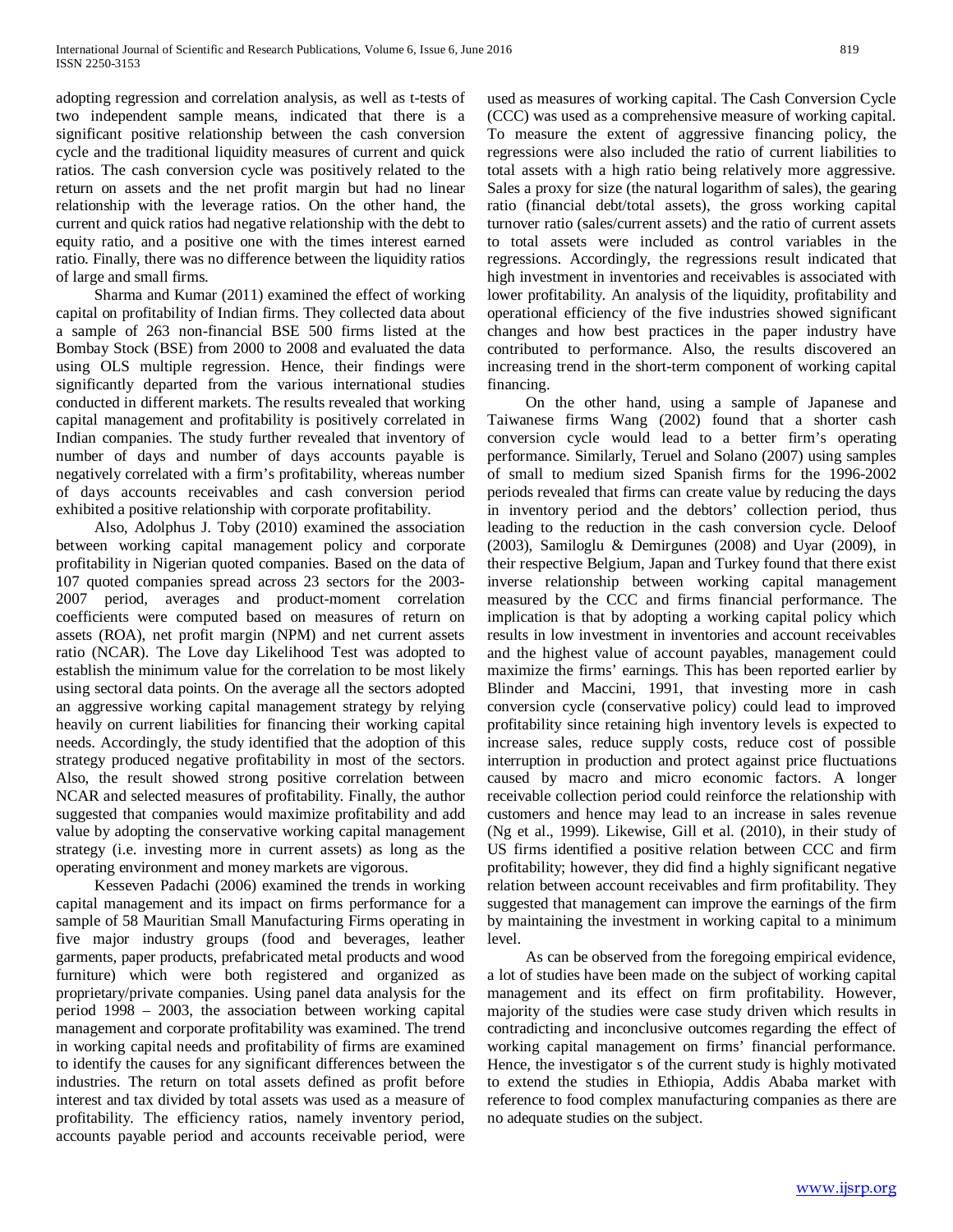adopting regression and correlation analysis, as well as t-tests of two independent sample means, indicated that there is a significant positive relationship between the cash conversion cycle and the traditional liquidity measures of current and quick ratios. The cash conversion cycle was positively related to the return on assets and the net profit margin but had no linear relationship with the leverage ratios. On the other hand, the current and quick ratios had negative relationship with the debt to equity ratio, and a positive one with the times interest earned ratio. Finally, there was no difference between the liquidity ratios of large and small firms.

Sharma and Kumar (2011) examined the effect of working capital on profitability of Indian firms. They collected data about a sample of 263 non-financial BSE 500 firms listed at the Bombay Stock (BSE) from 2000 to 2008 and evaluated the data using OLS multiple regression. Hence, their findings were significantly departed from the various international studies conducted in different markets. The results revealed that working capital management and profitability is positively correlated in Indian companies. The study further revealed that inventory of number of days and number of days accounts payable is negatively correlated with a firm's profitability, whereas number of days accounts receivables and cash conversion period exhibited a positive relationship with corporate profitability.

Also, Adolphus J. Toby (2010) examined the association between working capital management policy and corporate profitability in Nigerian quoted companies. Based on the data of 107 quoted companies spread across 23 sectors for the 2003-2007 period, averages and product-moment correlation coefficients were computed based on measures of return on assets (ROA), net profit margin (NPM) and net current assets ratio (NCAR). The Love day Likelihood Test was adopted to establish the minimum value for the correlation to be most likely using sectoral data points. On the average all the sectors adopted an aggressive working capital management strategy by relying heavily on current liabilities for financing their working capital needs. Accordingly, the study identified that the adoption of this strategy produced negative profitability in most of the sectors. Also, the result showed strong positive correlation between NCAR and selected measures of profitability. Finally, the author suggested that companies would maximize profitability and add value by adopting the conservative working capital management strategy (i.e. investing more in current assets) as long as the operating environment and money markets are vigorous.

Kesseven Padachi (2006) examined the trends in working capital management and its impact on firms performance for a sample of 58 Mauritian Small Manufacturing Firms operating in five major industry groups (food and beverages, leather garments, paper products, prefabricated metal products and wood furniture) which were both registered and organized as proprietary/private companies. Using panel data analysis for the period 1998 – 2003, the association between working capital management and corporate profitability was examined. The trend in working capital needs and profitability of firms are examined to identify the causes for any significant differences between the industries. The return on total assets defined as profit before interest and tax divided by total assets was used as a measure of profitability. The efficiency ratios, namely inventory period, accounts payable period and accounts receivable period, were used as measures of working capital. The Cash Conversion Cycle (CCC) was used as a comprehensive measure of working capital. To measure the extent of aggressive financing policy, the regressions were also included the ratio of current liabilities to total assets with a high ratio being relatively more aggressive. Sales a proxy for size (the natural logarithm of sales), the gearing ratio (financial debt/total assets), the gross working capital turnover ratio (sales/current assets) and the ratio of current assets to total assets were included as control variables in the regressions. Accordingly, the regressions result indicated that high investment in inventories and receivables is associated with lower profitability. An analysis of the liquidity, profitability and operational efficiency of the five industries showed significant changes and how best practices in the paper industry have contributed to performance. Also, the results discovered an increasing trend in the short-term component of working capital financing.

On the other hand, using a sample of Japanese and Taiwanese firms Wang (2002) found that a shorter cash conversion cycle would lead to a better firm's operating performance. Similarly, Teruel and Solano (2007) using samples of small to medium sized Spanish firms for the 1996-2002 periods revealed that firms can create value by reducing the days in inventory period and the debtors' collection period, thus leading to the reduction in the cash conversion cycle. Deloof (2003), Samiloglu & Demirgunes (2008) and Uyar (2009), in their respective Belgium, Japan and Turkey found that there exist inverse relationship between working capital management measured by the CCC and firms financial performance. The implication is that by adopting a working capital policy which results in low investment in inventories and account receivables and the highest value of account payables, management could maximize the firms' earnings. This has been reported earlier by Blinder and Maccini, 1991, that investing more in cash conversion cycle (conservative policy) could lead to improved profitability since retaining high inventory levels is expected to increase sales, reduce supply costs, reduce cost of possible interruption in production and protect against price fluctuations caused by macro and micro economic factors. A longer receivable collection period could reinforce the relationship with customers and hence may lead to an increase in sales revenue (Ng et al., 1999). Likewise, Gill et al. (2010), in their study of US firms identified a positive relation between CCC and firm profitability; however, they did find a highly significant negative relation between account receivables and firm profitability. They suggested that management can improve the earnings of the firm by maintaining the investment in working capital to a minimum level.

As can be observed from the foregoing empirical evidence, a lot of studies have been made on the subject of working capital management and its effect on firm profitability. However, majority of the studies were case study driven which results in contradicting and inconclusive outcomes regarding the effect of working capital management on firms' financial performance. Hence, the investigator s of the current study is highly motivated to extend the studies in Ethiopia, Addis Ababa market with reference to food complex manufacturing companies as there are no adequate studies on the subject.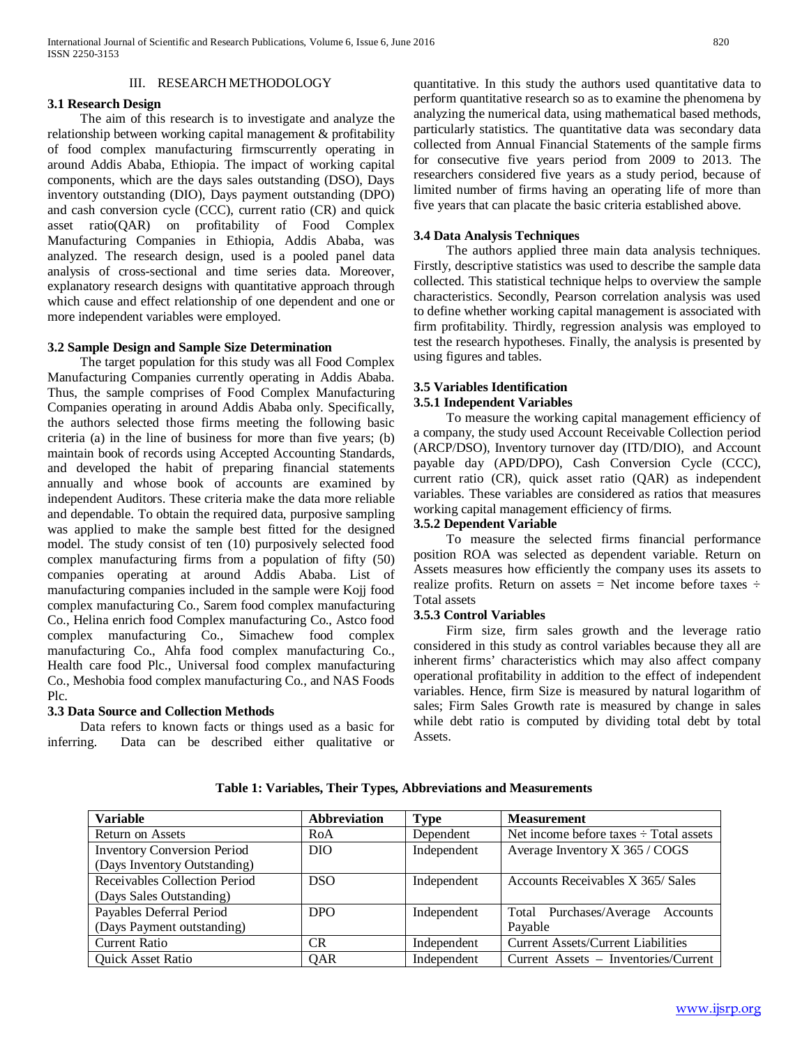## III. RESEARCH METHODOLOGY

### 3.1 Research Design

The aim of this research is to investigate and analyze the relationship between working capital management & profitability of food complex manufacturing firmscurrently operating in around Addis Ababa, Ethiopia. The impact of working capital components, which are the days sales outstanding (DSO), Days inventory outstanding (DIO), Days payment outstanding (DPO) and cash conversion cycle (CCC), current ratio (CR) and quick asset ratio(QAR) on profitability of Food Complex Manufacturing Companies in Ethiopia, Addis Ababa, was analyzed. The research design, used is a pooled panel data analysis of cross-sectional and time series data. Moreover, explanatory research designs with quantitative approach through which cause and effect relationship of one dependent and one or more independent variables were employed.

### 3.2 Sample Design and Sample Size Determination

The target population for this study was all Food Complex Manufacturing Companies currently operating in Addis Ababa. Thus, the sample comprises of Food Complex Manufacturing Companies operating in around Addis Ababa only. Specifically, the authors selected those firms meeting the following basic criteria (a) in the line of business for more than five years; (b) maintain book of records using Accepted Accounting Standards, and developed the habit of preparing financial statements annually and whose book of accounts are examined by independent Auditors. These criteria make the data more reliable and dependable. To obtain the required data, purposive sampling was applied to make the sample best fitted for the designed model. The study consist of ten (10) purposively selected food complex manufacturing firms from a population of fifty (50) companies operating at around Addis Ababa. List of manufacturing companies included in the sample were Kojj food complex manufacturing Co., Sarem food complex manufacturing Co., Helina enrich food Complex manufacturing Co., Astco food complex manufacturing Co., Simachew food complex manufacturing Co., Ahfa food complex manufacturing Co., Health care food Plc., Universal food complex manufacturing Co., Meshobia food complex manufacturing Co., and NAS Foods Plc.

### 3.3 Data Source and Collection Methods

Data refers to known facts or things used as a basic for inferring. Data can be described either qualitative or quantitative. In this study the authors used quantitative data to perform quantitative research so as to examine the phenomena by analyzing the numerical data, using mathematical based methods, particularly statistics. The quantitative data was secondary data collected from Annual Financial Statements of the sample firms for consecutive five years period from 2009 to 2013. The researchers considered five years as a study period, because of limited number of firms having an operating life of more than five years that can placate the basic criteria established above.

### 3.4 Data Analysis Techniques

The authors applied three main data analysis techniques. Firstly, descriptive statistics was used to describe the sample data collected. This statistical technique helps to overview the sample characteristics. Secondly, Pearson correlation analysis was used to define whether working capital management is associated with firm profitability. Thirdly, regression analysis was employed to test the research hypotheses. Finally, the analysis is presented by using figures and tables.

### 3.5 Variables Identification

#### 3.5.1 Independent Variables

To measure the working capital management efficiency of a company, the study used Account Receivable Collection period (ARCP/DSO), Inventory turnover day (ITD/DIO), and Account payable day (APD/DPO), Cash Conversion Cycle (CCC), current ratio (CR), quick asset ratio (QAR) as independent variables. These variables are considered as ratios that measures working capital management efficiency of firms.

#### 3.5.2 Dependent Variable

To measure the selected firms financial performance position ROA was selected as dependent variable. Return on Assets measures how efficiently the company uses its assets to realize profits. Return on assets = Net income before taxes ÷ Total assets

#### 3.5.3 Control Variables

Firm size, firm sales growth and the leverage ratio considered in this study as control variables because they all are inherent firms' characteristics which may also affect company operational profitability in addition to the effect of independent variables. Hence, firm Size is measured by natural logarithm of sales; Firm Sales Growth rate is measured by change in sales while debt ratio is computed by dividing total debt by total Assets.

**Table 1: Variables, Their Types, Abbreviations and Measurements**

| Variable | Abbreviation | Type | Measurement |
|---|---|---|---|
| Return on Assets | RoA | Dependent | Net income before taxes ÷ Total assets |
| Inventory Conversion Period (Days Inventory Outstanding) | DIO | Independent | Average Inventory X 365 / COGS |
| Receivables Collection Period (Days Sales Outstanding) | DSO | Independent | Accounts Receivables X 365/ Sales |
| Payables Deferral Period (Days Payment outstanding) | DPO | Independent | Total Purchases/Average Accounts Payable |
| Current Ratio | CR | Independent | Current Assets/Current Liabilities |
| Quick Asset Ratio | QAR | Independent | Current Assets – Inventories/Current |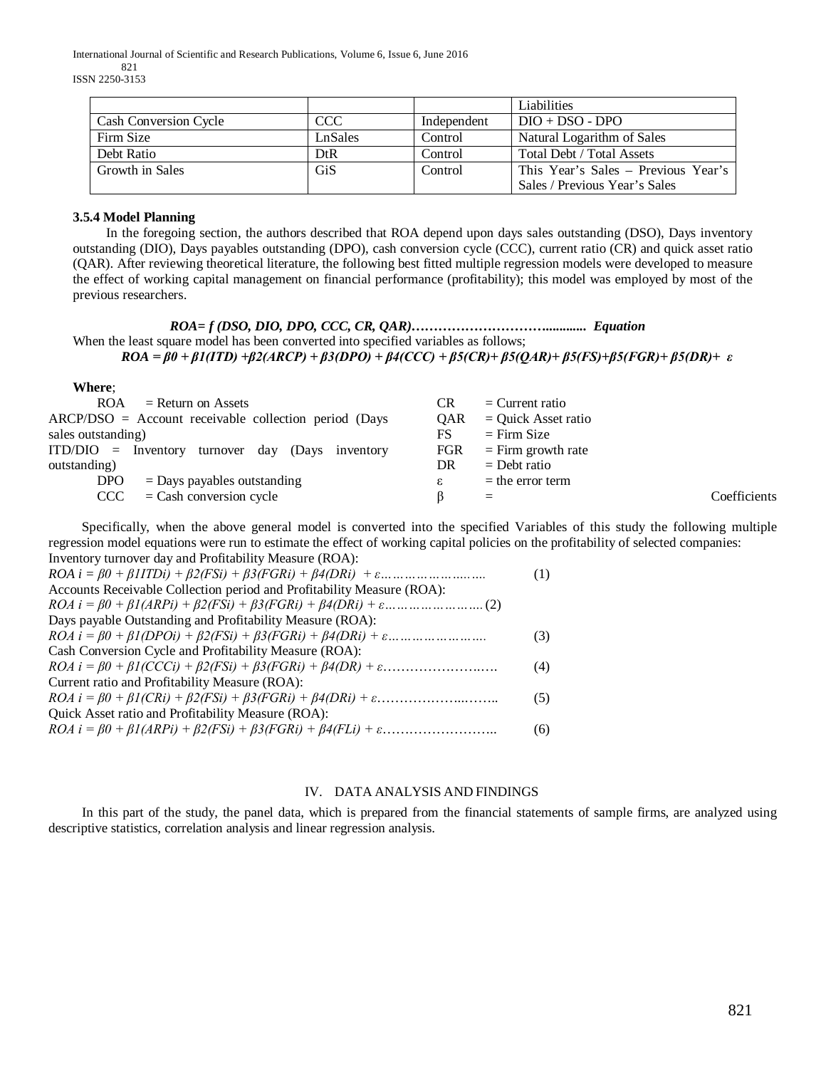| | | | Liabilities |
|---|---|---|---|
| Cash Conversion Cycle | CCC | Independent | DIO + DSO - DPO |
| Firm Size | LnSales | Control | Natural Logarithm of Sales |
| Debt Ratio | DtR | Control | Total Debt / Total Assets |
| Growth in Sales | GiS | Control | This Year's Sales – Previous Year's Sales / Previous Year's Sales |

### 3.5.4 Model Planning

In the foregoing section, the authors described that ROA depend upon days sales outstanding (DSO), Days inventory outstanding (DIO), Days payables outstanding (DPO), cash conversion cycle (CCC), current ratio (CR) and quick asset ratio (QAR). After reviewing theoretical literature, the following best fitted multiple regression models were developed to measure the effect of working capital management on financial performance (profitability); this model was employed by most of the previous researchers.

$$ROA = f\,(DSO, DIO, DPO, CCC, CR, QAR) \ldots\ldots\ldots\ldots\ldots\ldots \text{ Equation}$$

When the least square model has been converted into specified variables as follows;

$$ROA = \beta 0 + \beta 1(ITD) + \beta 2(ARCP) + \beta 3(DPO) + \beta 4(CCC) + \beta 5(CR) + \beta 5(QAR) + \beta 5(FS) + \beta 5(FGR) + \beta 5(DR) + \varepsilon$$

**Where**;

ROA = Return on Assets
ARCP/DSO = Account receivable collection period (Days sales outstanding)
ITD/DIO = Inventory turnover day (Days inventory outstanding)
DPO = Days payables outstanding
CCC = Cash conversion cycle
CR = Current ratio
QAR = Quick Asset ratio
FS = Firm Size
FGR = Firm growth rate
DR = Debt ratio
ε = the error term
β = Coefficients

Specifically, when the above general model is converted into the specified Variables of this study the following multiple regression model equations were run to estimate the effect of working capital policies on the profitability of selected companies:

Inventory turnover day and Profitability Measure (ROA):

$$ROA\ i = \beta 0 + \beta 1ITDi) + \beta 2(FSi) + \beta 3(FGRi) + \beta 4(DRi) + \varepsilon \ldots\ldots\ldots \quad (1)$$

Accounts Receivable Collection period and Profitability Measure (ROA):

$$ROA\ i = \beta 0 + \beta 1(ARPi) + \beta 2(FSi) + \beta 3(FGRi) + \beta 4(DRi) + \varepsilon \ldots\ldots\ldots \quad (2)$$

Days payable Outstanding and Profitability Measure (ROA):

$$ROA\ i = \beta 0 + \beta 1(DPOi) + \beta 2(FSi) + \beta 3(FGRi) + \beta 4(DRi) + \varepsilon \ldots\ldots\ldots \quad (3)$$

Cash Conversion Cycle and Profitability Measure (ROA):

$$ROA\ i = \beta 0 + \beta 1(CCCi) + \beta 2(FSi) + \beta 3(FGRi) + \beta 4(DR) + \varepsilon \ldots\ldots\ldots \quad (4)$$

Current ratio and Profitability Measure (ROA):

$$ROA\ i = \beta 0 + \beta 1(CRi) + \beta 2(FSi) + \beta 3(FGRi) + \beta 4(DRi) + \varepsilon \ldots\ldots\ldots \quad (5)$$

Quick Asset ratio and Profitability Measure (ROA):

$$ROA\ i = \beta 0 + \beta 1(ARPi) + \beta 2(FSi) + \beta 3(FGRi) + \beta 4(FLi) + \varepsilon \ldots\ldots\ldots \quad (6)$$

## IV. DATA ANALYSIS AND FINDINGS

In this part of the study, the panel data, which is prepared from the financial statements of sample firms, are analyzed using descriptive statistics, correlation analysis and linear regression analysis.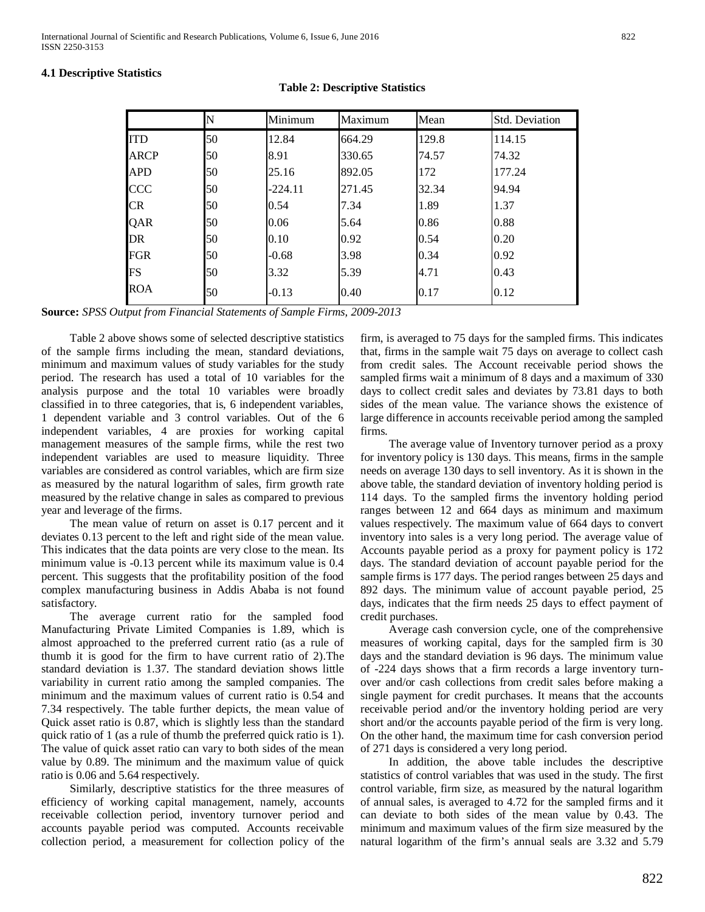### 4.1 Descriptive Statistics

**Table 2: Descriptive Statistics**

| | N | Minimum | Maximum | Mean | Std. Deviation |
|---|---|---|---|---|---|
| ITD | 50 | 12.84 | 664.29 | 129.8 | 114.15 |
| ARCP | 50 | 8.91 | 330.65 | 74.57 | 74.32 |
| APD | 50 | 25.16 | 892.05 | 172 | 177.24 |
| CCC | 50 | -224.11 | 271.45 | 32.34 | 94.94 |
| CR | 50 | 0.54 | 7.34 | 1.89 | 1.37 |
| QAR | 50 | 0.06 | 5.64 | 0.86 | 0.88 |
| DR | 50 | 0.10 | 0.92 | 0.54 | 0.20 |
| FGR | 50 | -0.68 | 3.98 | 0.34 | 0.92 |
| FS | 50 | 3.32 | 5.39 | 4.71 | 0.43 |
| ROA | 50 | -0.13 | 0.40 | 0.17 | 0.12 |

**Source:** *SPSS Output from Financial Statements of Sample Firms, 2009-2013*

Table 2 above shows some of selected descriptive statistics of the sample firms including the mean, standard deviations, minimum and maximum values of study variables for the study period. The research has used a total of 10 variables for the analysis purpose and the total 10 variables were broadly classified in to three categories, that is, 6 independent variables, 1 dependent variable and 3 control variables. Out of the 6 independent variables, 4 are proxies for working capital management measures of the sample firms, while the rest two independent variables are used to measure liquidity. Three variables are considered as control variables, which are firm size as measured by the natural logarithm of sales, firm growth rate measured by the relative change in sales as compared to previous year and leverage of the firms.

The mean value of return on asset is 0.17 percent and it deviates 0.13 percent to the left and right side of the mean value. This indicates that the data points are very close to the mean. Its minimum value is -0.13 percent while its maximum value is 0.4 percent. This suggests that the profitability position of the food complex manufacturing business in Addis Ababa is not found satisfactory.

The average current ratio for the sampled food Manufacturing Private Limited Companies is 1.89, which is almost approached to the preferred current ratio (as a rule of thumb it is good for the firm to have current ratio of 2).The standard deviation is 1.37. The standard deviation shows little variability in current ratio among the sampled companies. The minimum and the maximum values of current ratio is 0.54 and 7.34 respectively. The table further depicts, the mean value of Quick asset ratio is 0.87, which is slightly less than the standard quick ratio of 1 (as a rule of thumb the preferred quick ratio is 1). The value of quick asset ratio can vary to both sides of the mean value by 0.89. The minimum and the maximum value of quick ratio is 0.06 and 5.64 respectively.

Similarly, descriptive statistics for the three measures of efficiency of working capital management, namely, accounts receivable collection period, inventory turnover period and accounts payable period was computed. Accounts receivable collection period, a measurement for collection policy of the firm, is averaged to 75 days for the sampled firms. This indicates that, firms in the sample wait 75 days on average to collect cash from credit sales. The Account receivable period shows the sampled firms wait a minimum of 8 days and a maximum of 330 days to collect credit sales and deviates by 73.81 days to both sides of the mean value. The variance shows the existence of large difference in accounts receivable period among the sampled firms.

The average value of Inventory turnover period as a proxy for inventory policy is 130 days. This means, firms in the sample needs on average 130 days to sell inventory. As it is shown in the above table, the standard deviation of inventory holding period is 114 days. To the sampled firms the inventory holding period ranges between 12 and 664 days as minimum and maximum values respectively. The maximum value of 664 days to convert inventory into sales is a very long period. The average value of Accounts payable period as a proxy for payment policy is 172 days. The standard deviation of account payable period for the sample firms is 177 days. The period ranges between 25 days and 892 days. The minimum value of account payable period, 25 days, indicates that the firm needs 25 days to effect payment of credit purchases.

Average cash conversion cycle, one of the comprehensive measures of working capital, days for the sampled firm is 30 days and the standard deviation is 96 days. The minimum value of -224 days shows that a firm records a large inventory turnover and/or cash collections from credit sales before making a single payment for credit purchases. It means that the accounts receivable period and/or the inventory holding period are very short and/or the accounts payable period of the firm is very long. On the other hand, the maximum time for cash conversion period of 271 days is considered a very long period.

In addition, the above table includes the descriptive statistics of control variables that was used in the study. The first control variable, firm size, as measured by the natural logarithm of annual sales, is averaged to 4.72 for the sampled firms and it can deviate to both sides of the mean value by 0.43. The minimum and maximum values of the firm size measured by the natural logarithm of the firm's annual seals are 3.32 and 5.79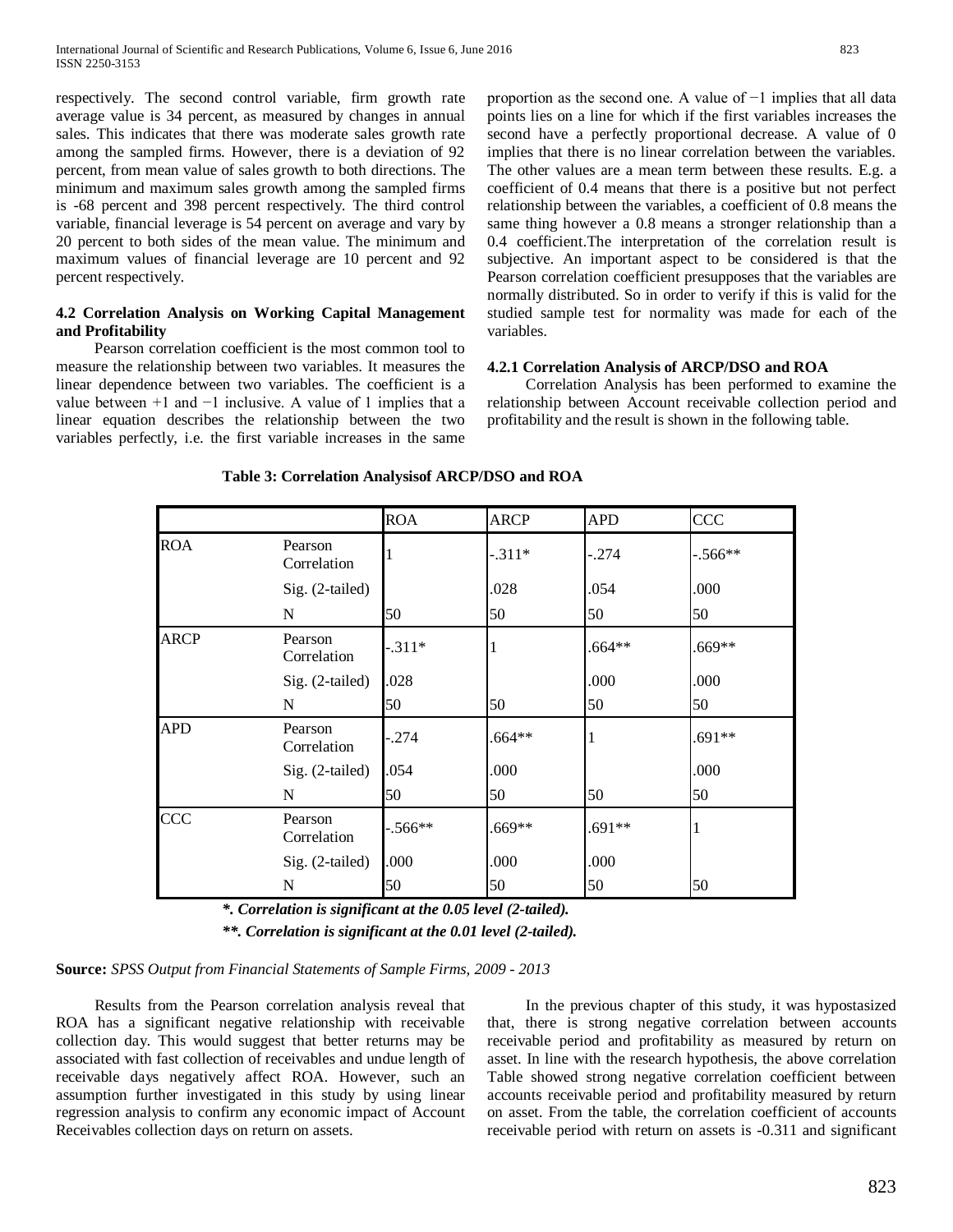respectively. The second control variable, firm growth rate average value is 34 percent, as measured by changes in annual sales. This indicates that there was moderate sales growth rate among the sampled firms. However, there is a deviation of 92 percent, from mean value of sales growth to both directions. The minimum and maximum sales growth among the sampled firms is -68 percent and 398 percent respectively. The third control variable, financial leverage is 54 percent on average and vary by 20 percent to both sides of the mean value. The minimum and maximum values of financial leverage are 10 percent and 92 percent respectively.

### 4.2 Correlation Analysis on Working Capital Management and Profitability

Pearson correlation coefficient is the most common tool to measure the relationship between two variables. It measures the linear dependence between two variables. The coefficient is a value between +1 and −1 inclusive. A value of 1 implies that a linear equation describes the relationship between the two variables perfectly, i.e. the first variable increases in the same proportion as the second one. A value of −1 implies that all data points lies on a line for which if the first variables increases the second have a perfectly proportional decrease. A value of 0 implies that there is no linear correlation between the variables. The other values are a mean term between these results. E.g. a coefficient of 0.4 means that there is a positive but not perfect relationship between the variables, a coefficient of 0.8 means the same thing however a 0.8 means a stronger relationship than a 0.4 coefficient.The interpretation of the correlation result is subjective. An important aspect to be considered is that the Pearson correlation coefficient presupposes that the variables are normally distributed. So in order to verify if this is valid for the studied sample test for normality was made for each of the variables.

#### 4.2.1 Correlation Analysis of ARCP/DSO and ROA

Correlation Analysis has been performed to examine the relationship between Account receivable collection period and profitability and the result is shown in the following table.

**Table 3: Correlation Analysisof ARCP/DSO and ROA**

| | | ROA | ARCP | APD | CCC |
|---|---|---|---|---|---|
| ROA | Pearson Correlation | 1 | -.311* | -.274 | -.566** |
| | Sig. (2-tailed) | | .028 | .054 | .000 |
| | N | 50 | 50 | 50 | 50 |
| ARCP | Pearson Correlation | -.311* | 1 | .664** | .669** |
| | Sig. (2-tailed) | .028 | | .000 | .000 |
| | N | 50 | 50 | 50 | 50 |
| APD | Pearson Correlation | -.274 | .664** | 1 | .691** |
| | Sig. (2-tailed) | .054 | .000 | | .000 |
| | N | 50 | 50 | 50 | 50 |
| CCC | Pearson Correlation | -.566** | .669** | .691** | 1 |
| | Sig. (2-tailed) | .000 | .000 | .000 | |
| | N | 50 | 50 | 50 | 50 |

***. Correlation is significant at the 0.05 level (2-tailed).***

****. Correlation is significant at the 0.01 level (2-tailed).***

**Source:** *SPSS Output from Financial Statements of Sample Firms, 2009 - 2013*

Results from the Pearson correlation analysis reveal that ROA has a significant negative relationship with receivable collection day. This would suggest that better returns may be associated with fast collection of receivables and undue length of receivable days negatively affect ROA. However, such an assumption further investigated in this study by using linear regression analysis to confirm any economic impact of Account Receivables collection days on return on assets.

In the previous chapter of this study, it was hypostasized that, there is strong negative correlation between accounts receivable period and profitability as measured by return on asset. In line with the research hypothesis, the above correlation Table showed strong negative correlation coefficient between accounts receivable period and profitability measured by return on asset. From the table, the correlation coefficient of accounts receivable period with return on assets is -0.311 and significant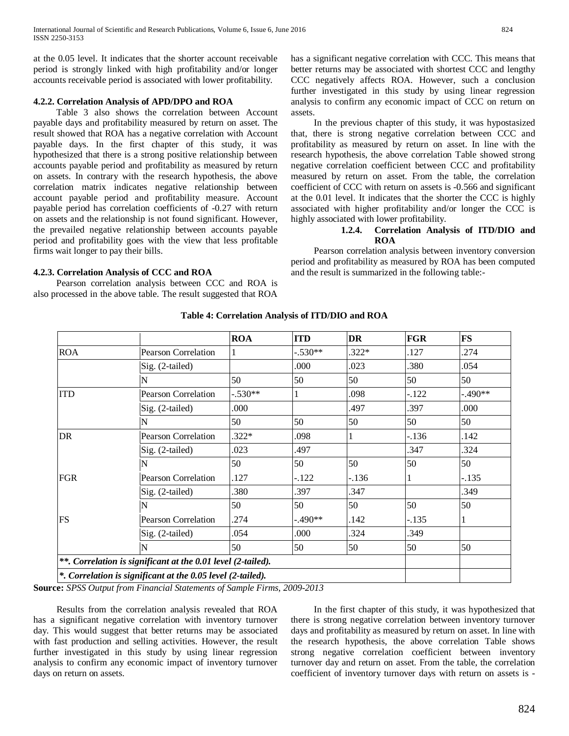at the 0.05 level. It indicates that the shorter account receivable period is strongly linked with high profitability and/or longer accounts receivable period is associated with lower profitability.

#### 4.2.2. Correlation Analysis of APD/DPO and ROA

Table 3 also shows the correlation between Account payable days and profitability measured by return on asset. The result showed that ROA has a negative correlation with Account payable days. In the first chapter of this study, it was hypothesized that there is a strong positive relationship between accounts payable period and profitability as measured by return on assets. In contrary with the research hypothesis, the above correlation matrix indicates negative relationship between account payable period and profitability measure. Account payable period has correlation coefficients of -0.27 with return on assets and the relationship is not found significant. However, the prevailed negative relationship between accounts payable period and profitability goes with the view that less profitable firms wait longer to pay their bills.

#### 4.2.3. Correlation Analysis of CCC and ROA

Pearson correlation analysis between CCC and ROA is also processed in the above table. The result suggested that ROA has a significant negative correlation with CCC. This means that better returns may be associated with shortest CCC and lengthy CCC negatively affects ROA. However, such a conclusion further investigated in this study by using linear regression analysis to confirm any economic impact of CCC on return on assets.

In the previous chapter of this study, it was hypostasized that, there is strong negative correlation between CCC and profitability as measured by return on asset. In line with the research hypothesis, the above correlation Table showed strong negative correlation coefficient between CCC and profitability measured by return on asset. From the table, the correlation coefficient of CCC with return on assets is -0.566 and significant at the 0.01 level. It indicates that the shorter the CCC is highly associated with higher profitability and/or longer the CCC is highly associated with lower profitability.

#### 1.2.4. Correlation Analysis of ITD/DIO and ROA

Pearson correlation analysis between inventory conversion period and profitability as measured by ROA has been computed and the result is summarized in the following table:-

**Table 4: Correlation Analysis of ITD/DIO and ROA**

| | | ROA | ITD | DR | FGR | FS |
|---|---|---|---|---|---|---|
| ROA | Pearson Correlation | 1 | -.530** | .322* | .127 | .274 |
| | Sig. (2-tailed) | | .000 | .023 | .380 | .054 |
| | N | 50 | 50 | 50 | 50 | 50 |
| ITD | Pearson Correlation | -.530** | 1 | .098 | -.122 | -.490** |
| | Sig. (2-tailed) | .000 | | .497 | .397 | .000 |
| | N | 50 | 50 | 50 | 50 | 50 |
| DR | Pearson Correlation | .322* | .098 | 1 | -.136 | .142 |
| | Sig. (2-tailed) | .023 | .497 | | .347 | .324 |
| | N | 50 | 50 | 50 | 50 | 50 |
| FGR | Pearson Correlation | .127 | -.122 | -.136 | 1 | -.135 |
| | Sig. (2-tailed) | .380 | .397 | .347 | | .349 |
| | N | 50 | 50 | 50 | 50 | 50 |
| FS | Pearson Correlation | .274 | -.490** | .142 | -.135 | 1 |
| | Sig. (2-tailed) | .054 | .000 | .324 | .349 | |
| | N | 50 | 50 | 50 | 50 | 50 |
| ***\*\*. Correlation is significant at the 0.01 level (2-tailed).*** | | | | | | |
| ***\*. Correlation is significant at the 0.05 level (2-tailed).*** | | | | | | |

**Source:** *SPSS Output from Financial Statements of Sample Firms, 2009-2013*

Results from the correlation analysis revealed that ROA has a significant negative correlation with inventory turnover day. This would suggest that better returns may be associated with fast production and selling activities. However, the result further investigated in this study by using linear regression analysis to confirm any economic impact of inventory turnover days on return on assets.

In the first chapter of this study, it was hypothesized that there is strong negative correlation between inventory turnover days and profitability as measured by return on asset. In line with the research hypothesis, the above correlation Table shows strong negative correlation coefficient between inventory turnover day and return on asset. From the table, the correlation coefficient of inventory turnover days with return on assets is -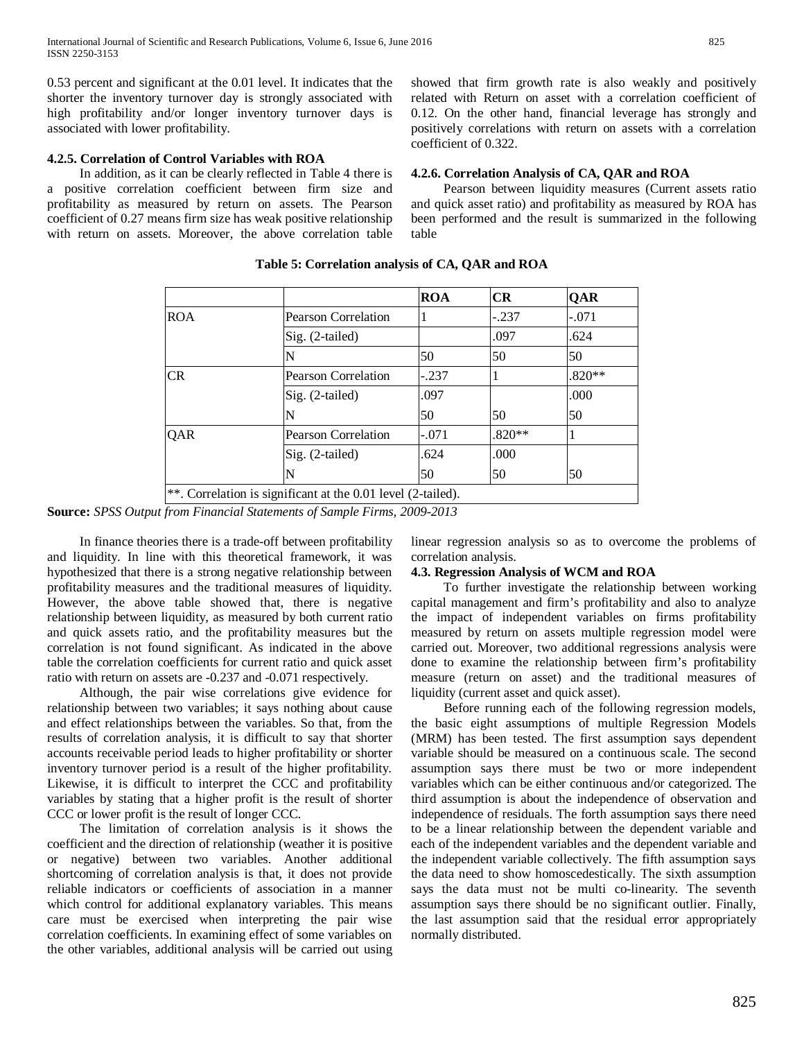0.53 percent and significant at the 0.01 level. It indicates that the shorter the inventory turnover day is strongly associated with high profitability and/or longer inventory turnover days is associated with lower profitability.

#### 4.2.5. Correlation of Control Variables with ROA

In addition, as it can be clearly reflected in Table 4 there is a positive correlation coefficient between firm size and profitability as measured by return on assets. The Pearson coefficient of 0.27 means firm size has weak positive relationship with return on assets. Moreover, the above correlation table showed that firm growth rate is also weakly and positively related with Return on asset with a correlation coefficient of 0.12. On the other hand, financial leverage has strongly and positively correlations with return on assets with a correlation coefficient of 0.322.

#### 4.2.6. Correlation Analysis of CA, QAR and ROA

Pearson between liquidity measures (Current assets ratio and quick asset ratio) and profitability as measured by ROA has been performed and the result is summarized in the following table

**Table 5: Correlation analysis of CA, QAR and ROA**

| | | ROA | CR | QAR |
|---|---|---|---|---|
| ROA | Pearson Correlation | 1 | -.237 | -.071 |
| | Sig. (2-tailed) | | .097 | .624 |
| | N | 50 | 50 | 50 |
| CR | Pearson Correlation | -.237 | 1 | .820** |
| | Sig. (2-tailed) | .097 | | .000 |
| | N | 50 | 50 | 50 |
| QAR | Pearson Correlation | -.071 | .820** | 1 |
| | Sig. (2-tailed) | .624 | .000 | |
| | N | 50 | 50 | 50 |
| **. Correlation is significant at the 0.01 level (2-tailed). | | | | |

**Source:** *SPSS Output from Financial Statements of Sample Firms, 2009-2013*

In finance theories there is a trade-off between profitability and liquidity. In line with this theoretical framework, it was hypothesized that there is a strong negative relationship between profitability measures and the traditional measures of liquidity. However, the above table showed that, there is negative relationship between liquidity, as measured by both current ratio and quick assets ratio, and the profitability measures but the correlation is not found significant. As indicated in the above table the correlation coefficients for current ratio and quick asset ratio with return on assets are -0.237 and -0.071 respectively.

Although, the pair wise correlations give evidence for relationship between two variables; it says nothing about cause and effect relationships between the variables. So that, from the results of correlation analysis, it is difficult to say that shorter accounts receivable period leads to higher profitability or shorter inventory turnover period is a result of the higher profitability. Likewise, it is difficult to interpret the CCC and profitability variables by stating that a higher profit is the result of shorter CCC or lower profit is the result of longer CCC.

The limitation of correlation analysis is it shows the coefficient and the direction of relationship (weather it is positive or negative) between two variables. Another additional shortcoming of correlation analysis is that, it does not provide reliable indicators or coefficients of association in a manner which control for additional explanatory variables. This means care must be exercised when interpreting the pair wise correlation coefficients. In examining effect of some variables on the other variables, additional analysis will be carried out using linear regression analysis so as to overcome the problems of correlation analysis.

### 4.3. Regression Analysis of WCM and ROA

To further investigate the relationship between working capital management and firm's profitability and also to analyze the impact of independent variables on firms profitability measured by return on assets multiple regression model were carried out. Moreover, two additional regressions analysis were done to examine the relationship between firm's profitability measure (return on asset) and the traditional measures of liquidity (current asset and quick asset).

Before running each of the following regression models, the basic eight assumptions of multiple Regression Models (MRM) has been tested. The first assumption says dependent variable should be measured on a continuous scale. The second assumption says there must be two or more independent variables which can be either continuous and/or categorized. The third assumption is about the independence of observation and independence of residuals. The forth assumption says there need to be a linear relationship between the dependent variable and each of the independent variables and the dependent variable and the independent variable collectively. The fifth assumption says the data need to show homoscedestically. The sixth assumption says the data must not be multi co-linearity. The seventh assumption says there should be no significant outlier. Finally, the last assumption said that the residual error appropriately normally distributed.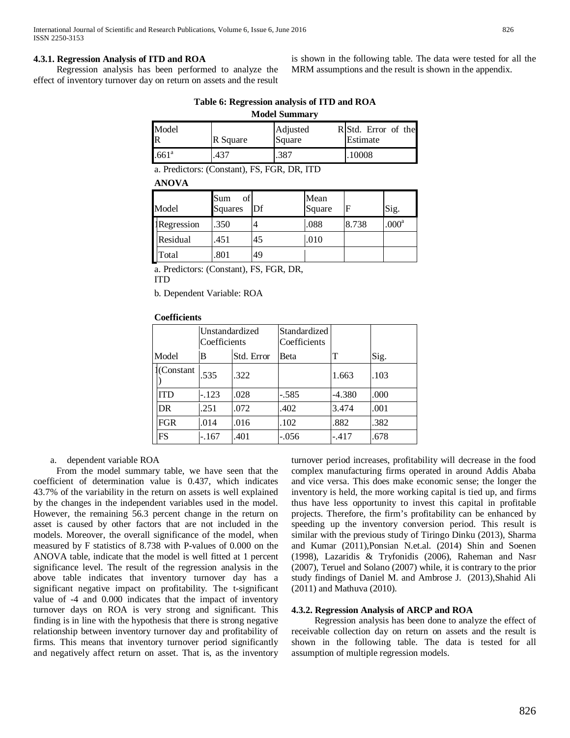### 4.3.1. Regression Analysis of ITD and ROA

Regression analysis has been performed to analyze the effect of inventory turnover day on return on assets and the result is shown in the following table. The data were tested for all the MRM assumptions and the result is shown in the appendix.

**Table 6: Regression analysis of ITD and ROA**

**Model Summary**

| Model R | R Square | Adjusted R Square | Std. Error of the Estimate |
|---|---|---|---|
| .661[a] | .437 | .387 | .10008 |

a. Predictors: (Constant), FS, FGR, DR, ITD

**ANOVA**

| Model | | Sum of Squares | Df | Mean Square | F | Sig. |
|---|---|---|---|---|---|---|
| 1 | Regression | .350 | 4 | .088 | 8.738 | .000[a] |
| | Residual | .451 | 45 | .010 | | |
| | Total | .801 | 49 | | | |

a. Predictors: (Constant), FS, FGR, DR, ITD

b. Dependent Variable: ROA

**Coefficients**

| Model | | Unstandardized Coefficients | | Standardized Coefficients | | |
|---|---|---|---|---|---|---|
| | | B | Std. Error | Beta | T | Sig. |
| 1 | (Constant) | .535 | .322 | | 1.663 | .103 |
| | ITD | -.123 | .028 | -.585 | -4.380 | .000 |
| | DR | .251 | .072 | .402 | 3.474 | .001 |
| | FGR | .014 | .016 | .102 | .882 | .382 |
| | FS | -.167 | .401 | -.056 | -.417 | .678 |

a. dependent variable ROA

From the model summary table, we have seen that the coefficient of determination value is 0.437, which indicates 43.7% of the variability in the return on assets is well explained by the changes in the independent variables used in the model. However, the remaining 56.3 percent change in the return on asset is caused by other factors that are not included in the models. Moreover, the overall significance of the model, when measured by F statistics of 8.738 with P-values of 0.000 on the ANOVA table, indicate that the model is well fitted at 1 percent significance level. The result of the regression analysis in the above table indicates that inventory turnover day has a significant negative impact on profitability. The t-significant value of -4 and 0.000 indicates that the impact of inventory turnover days on ROA is very strong and significant. This finding is in line with the hypothesis that there is strong negative relationship between inventory turnover day and profitability of firms. This means that inventory turnover period significantly and negatively affect return on asset. That is, as the inventory turnover period increases, profitability will decrease in the food complex manufacturing firms operated in around Addis Ababa and vice versa. This does make economic sense; the longer the inventory is held, the more working capital is tied up, and firms thus have less opportunity to invest this capital in profitable projects. Therefore, the firm's profitability can be enhanced by speeding up the inventory conversion period. This result is similar with the previous study of Tiringo Dinku (2013), Sharma and Kumar (2011),Ponsian N.et.al. (2014) Shin and Soenen (1998), Lazaridis & Tryfonidis (2006), Raheman and Nasr (2007), Teruel and Solano (2007) while, it is contrary to the prior study findings of Daniel M. and Ambrose J. (2013),Shahid Ali (2011) and Mathuva (2010).

### 4.3.2. Regression Analysis of ARCP and ROA

Regression analysis has been done to analyze the effect of receivable collection day on return on assets and the result is shown in the following table. The data is tested for all assumption of multiple regression models.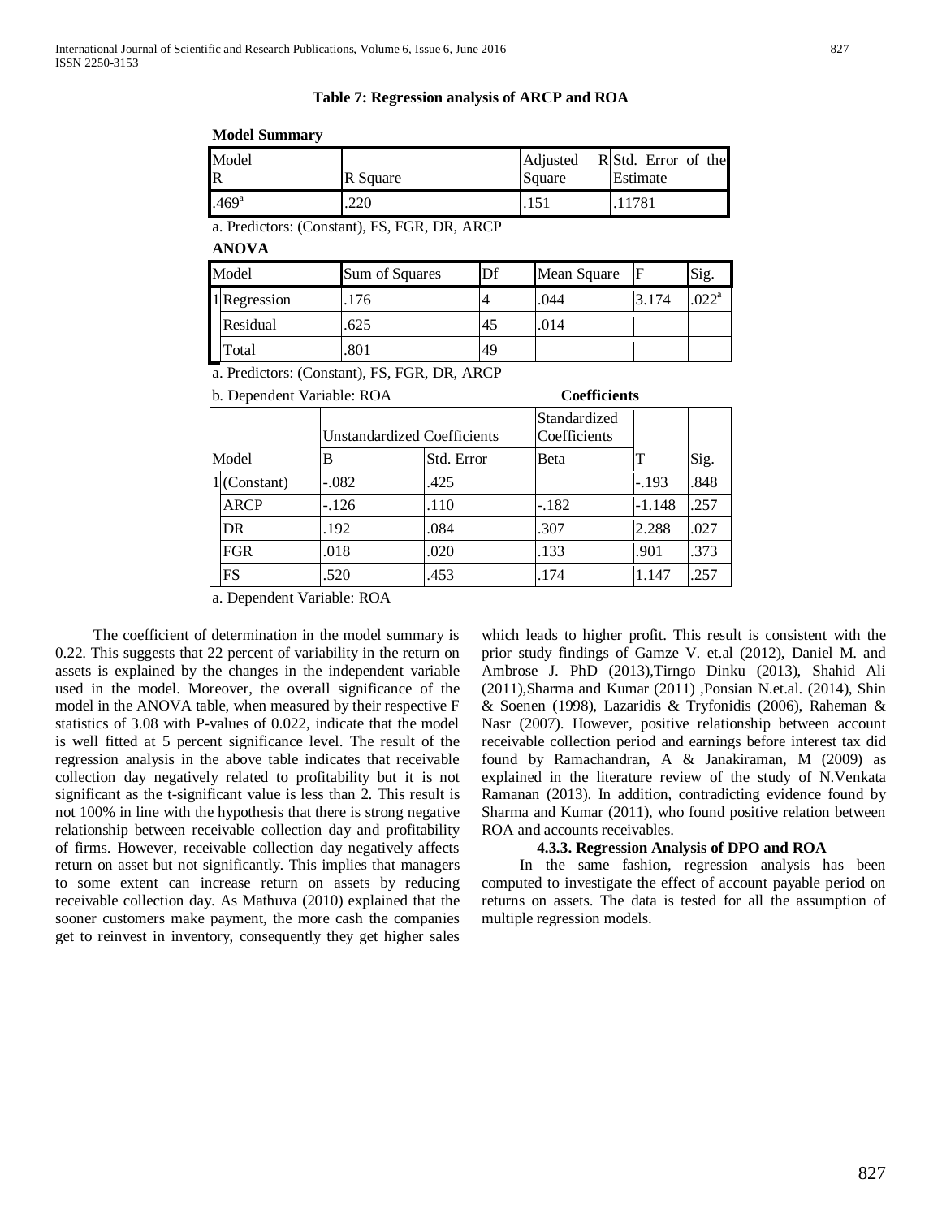**Table 7: Regression analysis of ARCP and ROA**

**Model Summary**

| Model R | R Square | Adjusted R Square | Std. Error of the Estimate |
|---|---|---|---|
| .469[a] | .220 | .151 | .11781 |

a. Predictors: (Constant), FS, FGR, DR, ARCP

**ANOVA**

| Model | | Sum of Squares | Df | Mean Square | F | Sig. |
|---|---|---|---|---|---|---|
| 1 | Regression | .176 | 4 | .044 | 3.174 | .022[a] |
| | Residual | .625 | 45 | .014 | | |
| | Total | .801 | 49 | | | |

a. Predictors: (Constant), FS, FGR, DR, ARCP

b. Dependent Variable: ROA

**Coefficients**

| Model | | Unstandardized Coefficients | | Standardized Coefficients | | |
|---|---|---|---|---|---|---|
| | | B | Std. Error | Beta | T | Sig. |
| 1 | (Constant) | -.082 | .425 | | -.193 | .848 |
| | ARCP | -.126 | .110 | -.182 | -1.148 | .257 |
| | DR | .192 | .084 | .307 | 2.288 | .027 |
| | FGR | .018 | .020 | .133 | .901 | .373 |
| | FS | .520 | .453 | .174 | 1.147 | .257 |

a. Dependent Variable: ROA

The coefficient of determination in the model summary is 0.22. This suggests that 22 percent of variability in the return on assets is explained by the changes in the independent variable used in the model. Moreover, the overall significance of the model in the ANOVA table, when measured by their respective F statistics of 3.08 with P-values of 0.022, indicate that the model is well fitted at 5 percent significance level. The result of the regression analysis in the above table indicates that receivable collection day negatively related to profitability but it is not significant as the t-significant value is less than 2. This result is not 100% in line with the hypothesis that there is strong negative relationship between receivable collection day and profitability of firms. However, receivable collection day negatively affects return on asset but not significantly. This implies that managers to some extent can increase return on assets by reducing receivable collection day. As Mathuva (2010) explained that the sooner customers make payment, the more cash the companies get to reinvest in inventory, consequently they get higher sales which leads to higher profit. This result is consistent with the prior study findings of Gamze V. et.al (2012), Daniel M. and Ambrose J. PhD (2013),Tirngo Dinku (2013), Shahid Ali (2011),Sharma and Kumar (2011) ,Ponsian N.et.al. (2014), Shin & Soenen (1998), Lazaridis & Tryfonidis (2006), Raheman & Nasr (2007). However, positive relationship between account receivable collection period and earnings before interest tax did found by Ramachandran, A & Janakiraman, M (2009) as explained in the literature review of the study of N.Venkata Ramanan (2013). In addition, contradicting evidence found by Sharma and Kumar (2011), who found positive relation between ROA and accounts receivables.

#### 4.3.3. Regression Analysis of DPO and ROA

In the same fashion, regression analysis has been computed to investigate the effect of account payable period on returns on assets. The data is tested for all the assumption of multiple regression models.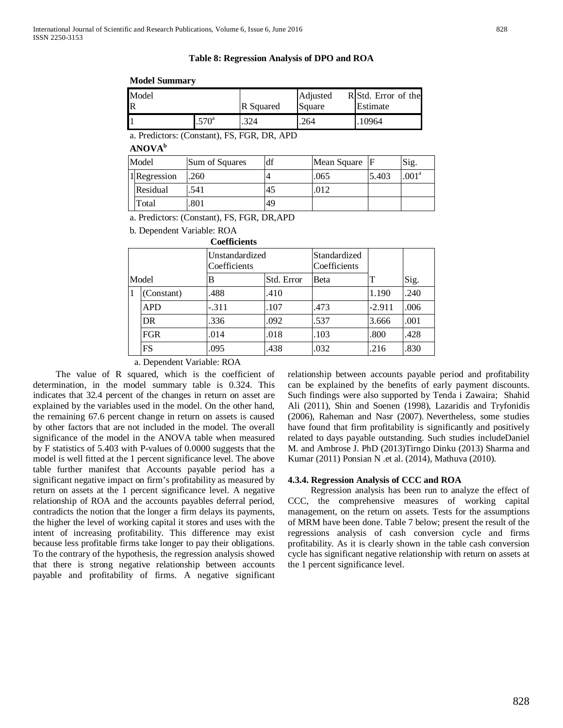**Table 8: Regression Analysis of DPO and ROA**

**Model Summary**

| Model | R | R Squared | Adjusted R Square | Std. Error of the Estimate |
|---|---|---|---|---|
| 1 | .570[a] | .324 | .264 | .10964 |

a. Predictors: (Constant), FS, FGR, DR, APD

**ANOVA[b]**

| Model | | Sum of Squares | df | Mean Square | F | Sig. |
|---|---|---|---|---|---|---|
| 1 | Regression | .260 | 4 | .065 | 5.403 | .001[a] |
| | Residual | .541 | 45 | .012 | | |
| | Total | .801 | 49 | | | |

a. Predictors: (Constant), FS, FGR, DR,APD

b. Dependent Variable: ROA

**Coefficients**

| Model | | Unstandardized Coefficients | | Standardized Coefficients | | |
|---|---|---|---|---|---|---|
| | | B | Std. Error | Beta | T | Sig. |
| 1 | (Constant) | .488 | .410 | | 1.190 | .240 |
| | APD | -.311 | .107 | .473 | -2.911 | .006 |
| | DR | .336 | .092 | .537 | 3.666 | .001 |
| | FGR | .014 | .018 | .103 | .800 | .428 |
| | FS | .095 | .438 | .032 | .216 | .830 |

a. Dependent Variable: ROA

The value of R squared, which is the coefficient of determination, in the model summary table is 0.324. This indicates that 32.4 percent of the changes in return on asset are explained by the variables used in the model. On the other hand, the remaining 67.6 percent change in return on assets is caused by other factors that are not included in the model. The overall significance of the model in the ANOVA table when measured by F statistics of 5.403 with P-values of 0.0000 suggests that the model is well fitted at the 1 percent significance level. The above table further manifest that Accounts payable period has a significant negative impact on firm's profitability as measured by return on assets at the 1 percent significance level. A negative relationship of ROA and the accounts payables deferral period, contradicts the notion that the longer a firm delays its payments, the higher the level of working capital it stores and uses with the intent of increasing profitability. This difference may exist because less profitable firms take longer to pay their obligations. To the contrary of the hypothesis, the regression analysis showed that there is strong negative relationship between accounts payable and profitability of firms. A negative significant relationship between accounts payable period and profitability can be explained by the benefits of early payment discounts. Such findings were also supported by Tenda i Zawaira; Shahid Ali (2011), Shin and Soenen (1998), Lazaridis and Tryfonidis (2006), Raheman and Nasr (2007). Nevertheless, some studies have found that firm profitability is significantly and positively related to days payable outstanding. Such studies includeDaniel M. and Ambrose J. PhD (2013)Tirngo Dinku (2013) Sharma and Kumar (2011) Ponsian N .et al. (2014), Mathuva (2010).

#### 4.3.4. Regression Analysis of CCC and ROA

Regression analysis has been run to analyze the effect of CCC, the comprehensive measures of working capital management, on the return on assets. Tests for the assumptions of MRM have been done. Table 7 below; present the result of the regressions analysis of cash conversion cycle and firms profitability. As it is clearly shown in the table cash conversion cycle has significant negative relationship with return on assets at the 1 percent significance level.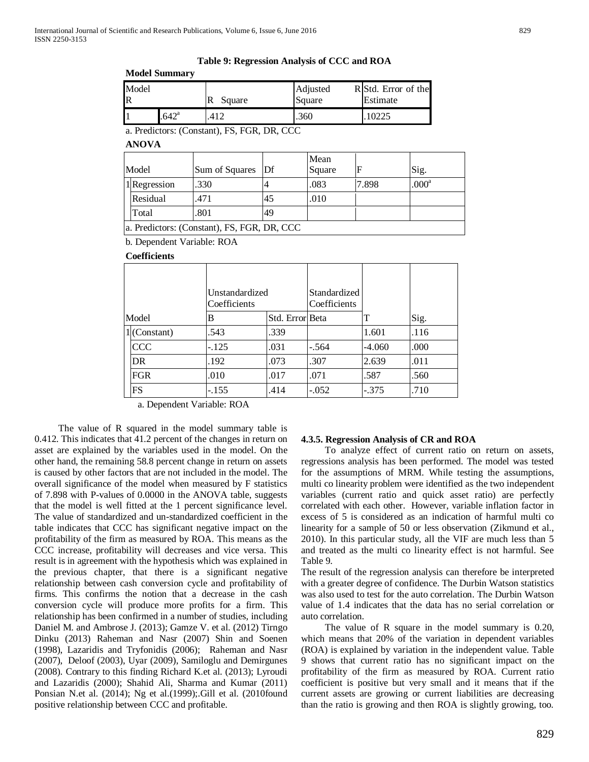**Table 9: Regression Analysis of CCC and ROA**

**Model Summary**

| Model | R | R Square | Adjusted R Square | Std. Error of the Estimate |
|---|---|---|---|---|
| 1 | .642[a] | .412 | .360 | .10225 |

a. Predictors: (Constant), FS, FGR, DR, CCC

**ANOVA**

| Model | | Sum of Squares | Df | Mean Square | F | Sig. |
|---|---|---|---|---|---|---|
| 1 | Regression | .330 | 4 | .083 | 7.898 | .000[a] |
| | Residual | .471 | 45 | .010 | | |
| | Total | .801 | 49 | | | |

a. Predictors: (Constant), FS, FGR, DR, CCC

b. Dependent Variable: ROA

**Coefficients**

| Model | | Unstandardized Coefficients | | Standardized Coefficients | T | Sig. |
|---|---|---|---|---|---|---|
| | | B | Std. Error | Beta | | |
| 1 | (Constant) | .543 | .339 | | 1.601 | .116 |
| | CCC | -.125 | .031 | -.564 | -4.060 | .000 |
| | DR | .192 | .073 | .307 | 2.639 | .011 |
| | FGR | .010 | .017 | .071 | .587 | .560 |
| | FS | -.155 | .414 | -.052 | -.375 | .710 |

a. Dependent Variable: ROA

The value of R squared in the model summary table is 0.412. This indicates that 41.2 percent of the changes in return on asset are explained by the variables used in the model. On the other hand, the remaining 58.8 percent change in return on assets is caused by other factors that are not included in the model. The overall significance of the model when measured by F statistics of 7.898 with P-values of 0.0000 in the ANOVA table, suggests that the model is well fitted at the 1 percent significance level. The value of standardized and un-standardized coefficient in the table indicates that CCC has significant negative impact on the profitability of the firm as measured by ROA. This means as the CCC increase, profitability will decreases and vice versa. This result is in agreement with the hypothesis which was explained in the previous chapter, that there is a significant negative relationship between cash conversion cycle and profitability of firms. This confirms the notion that a decrease in the cash conversion cycle will produce more profits for a firm. This relationship has been confirmed in a number of studies, including Daniel M. and Ambrose J. (2013); Gamze V. et al. (2012) Tirngo Dinku (2013) Raheman and Nasr (2007) Shin and Soenen (1998), Lazaridis and Tryfonidis (2006); Raheman and Nasr (2007), Deloof (2003), Uyar (2009), Samiloglu and Demirgunes (2008). Contrary to this finding Richard K.et al. (2013); Lyroudi and Lazaridis (2000); Shahid Ali, Sharma and Kumar (2011) Ponsian N.et al. (2014); Ng et al.(1999);.Gill et al. (2010found positive relationship between CCC and profitable.

#### 4.3.5. Regression Analysis of CR and ROA

To analyze effect of current ratio on return on assets, regressions analysis has been performed. The model was tested for the assumptions of MRM. While testing the assumptions, multi co linearity problem were identified as the two independent variables (current ratio and quick asset ratio) are perfectly correlated with each other. However, variable inflation factor in excess of 5 is considered as an indication of harmful multi co linearity for a sample of 50 or less observation (Zikmund et al., 2010). In this particular study, all the VIF are much less than 5 and treated as the multi co linearity effect is not harmful. See Table 9.

The result of the regression analysis can therefore be interpreted with a greater degree of confidence. The Durbin Watson statistics was also used to test for the auto correlation. The Durbin Watson value of 1.4 indicates that the data has no serial correlation or auto correlation.

The value of R square in the model summary is 0.20, which means that 20% of the variation in dependent variables (ROA) is explained by variation in the independent value. Table 9 shows that current ratio has no significant impact on the profitability of the firm as measured by ROA. Current ratio coefficient is positive but very small and it means that if the current assets are growing or current liabilities are decreasing than the ratio is growing and then ROA is slightly growing, too.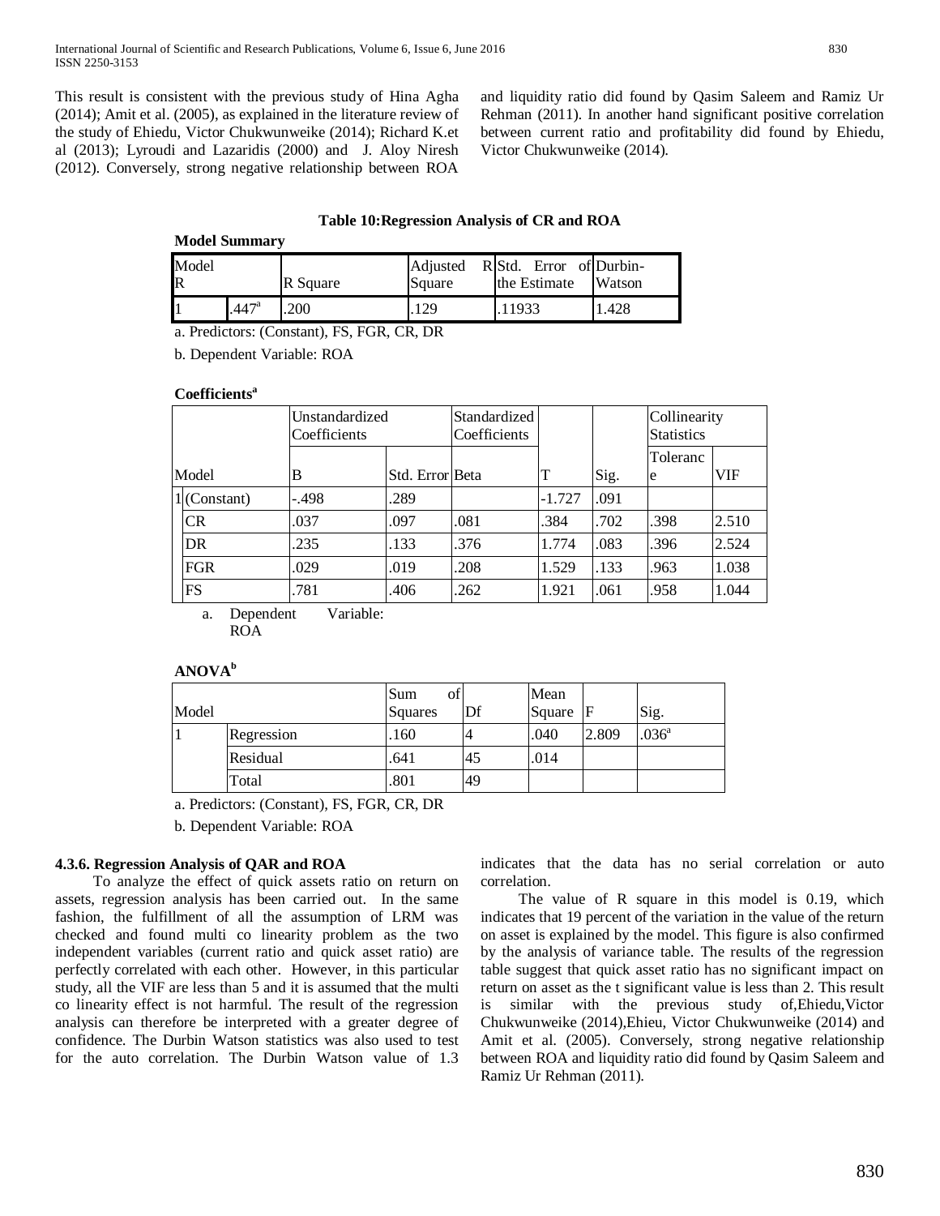This result is consistent with the previous study of Hina Agha (2014); Amit et al. (2005), as explained in the literature review of the study of Ehiedu, Victor Chukwunweike (2014); Richard K.et al (2013); Lyroudi and Lazaridis (2000) and J. Aloy Niresh (2012). Conversely, strong negative relationship between ROA and liquidity ratio did found by Qasim Saleem and Ramiz Ur Rehman (2011). In another hand significant positive correlation between current ratio and profitability did found by Ehiedu, Victor Chukwunweike (2014).

**Table 10:Regression Analysis of CR and ROA**

**Model Summary**

| Model | R | R Square | Adjusted R Square | Std. Error of the Estimate | Durbin-Watson |
|---|---|---|---|---|---|
| 1 | .447[a] | .200 | .129 | .11933 | 1.428 |

a. Predictors: (Constant), FS, FGR, CR, DR

b. Dependent Variable: ROA

**Coefficients[a]**

| Model | | Unstandardized Coefficients | | Standardized Coefficients | | | Collinearity Statistics | |
|---|---|---|---|---|---|---|---|---|
| | | B | Std. Error | Beta | T | Sig. | Tolerance | VIF |
| 1 | (Constant) | -.498 | .289 | | -1.727 | .091 | | |
| | CR | .037 | .097 | .081 | .384 | .702 | .398 | 2.510 |
| | DR | .235 | .133 | .376 | 1.774 | .083 | .396 | 2.524 |
| | FGR | .029 | .019 | .208 | 1.529 | .133 | .963 | 1.038 |
| | FS | .781 | .406 | .262 | 1.921 | .061 | .958 | 1.044 |

a. Dependent Variable: ROA

**ANOVA[b]**

| Model | | Sum of Squares | Df | Mean Square | F | Sig. |
|---|---|---|---|---|---|---|
| 1 | Regression | .160 | 4 | .040 | 2.809 | .036[a] |
| | Residual | .641 | 45 | .014 | | |
| | Total | .801 | 49 | | | |

a. Predictors: (Constant), FS, FGR, CR, DR

b. Dependent Variable: ROA

### 4.3.6. Regression Analysis of QAR and ROA

To analyze the effect of quick assets ratio on return on assets, regression analysis has been carried out. In the same fashion, the fulfillment of all the assumption of LRM was checked and found multi co linearity problem as the two independent variables (current ratio and quick asset ratio) are perfectly correlated with each other. However, in this particular study, all the VIF are less than 5 and it is assumed that the multi co linearity effect is not harmful. The result of the regression analysis can therefore be interpreted with a greater degree of confidence. The Durbin Watson statistics was also used to test for the auto correlation. The Durbin Watson value of 1.3 indicates that the data has no serial correlation or auto correlation.

The value of R square in this model is 0.19, which indicates that 19 percent of the variation in the value of the return on asset is explained by the model. This figure is also confirmed by the analysis of variance table. The results of the regression table suggest that quick asset ratio has no significant impact on return on asset as the t significant value is less than 2. This result is similar with the previous study of,Ehiedu,Victor Chukwunweike (2014),Ehieu, Victor Chukwunweike (2014) and Amit et al. (2005). Conversely, strong negative relationship between ROA and liquidity ratio did found by Qasim Saleem and Ramiz Ur Rehman (2011).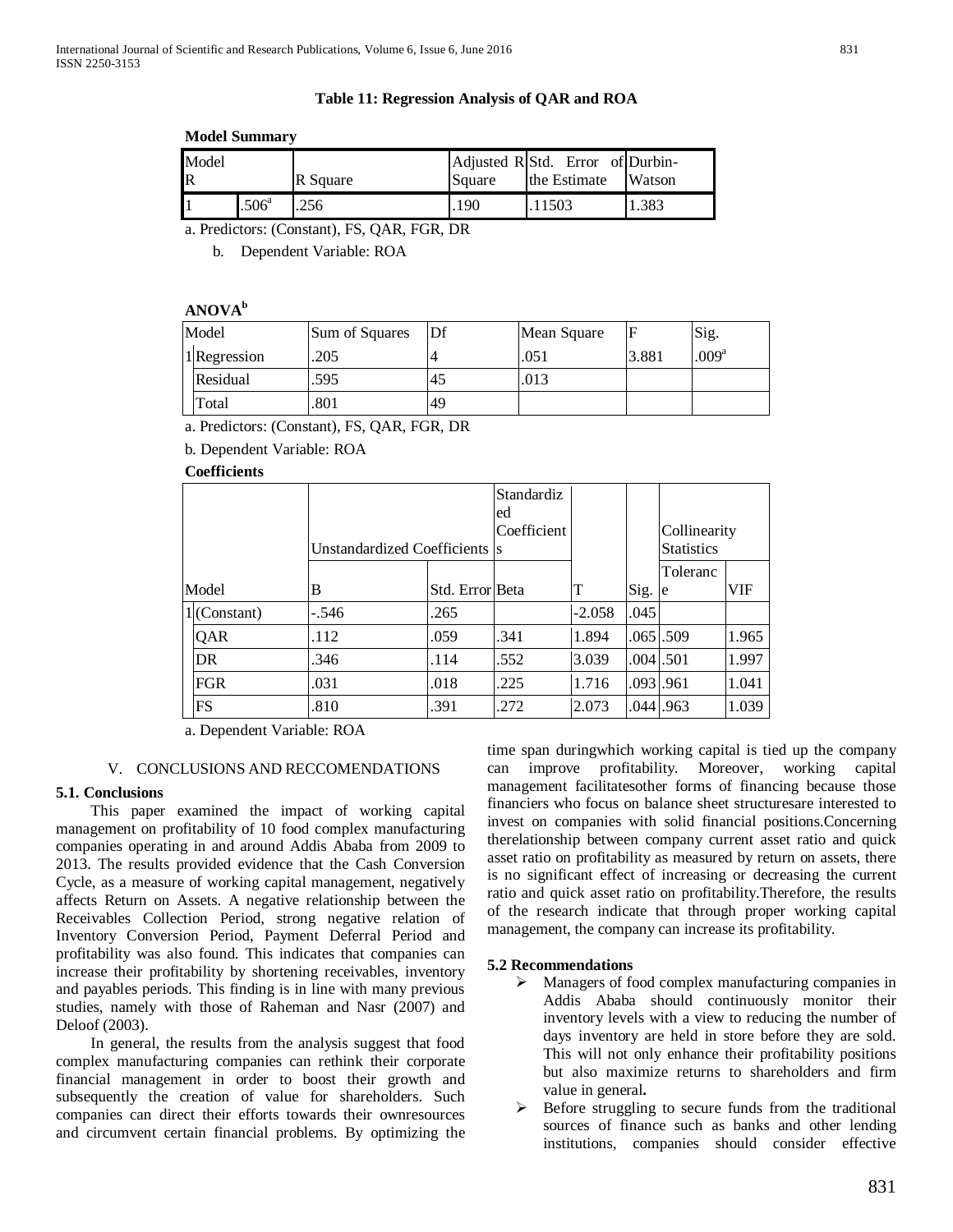**Table 11: Regression Analysis of QAR and ROA**

**Model Summary**

| Model | R | R Square | Adjusted R Square | Std. Error of the Estimate | Durbin-Watson |
|---|---|---|---|---|---|
| 1 | .506[a] | .256 | .190 | .11503 | 1.383 |

a. Predictors: (Constant), FS, QAR, FGR, DR

b. Dependent Variable: ROA

**ANOVA[b]**

| Model | | Sum of Squares | Df | Mean Square | F | Sig. |
|---|---|---|---|---|---|---|
| 1 | Regression | .205 | 4 | .051 | 3.881 | .009[a] |
| | Residual | .595 | 45 | .013 | | |
| | Total | .801 | 49 | | | |

a. Predictors: (Constant), FS, QAR, FGR, DR

b. Dependent Variable: ROA

**Coefficients**

| Model | | Unstandardized Coefficients | | Standardized Coefficients | T | Sig. | Collinearity Statistics | |
|---|---|---|---|---|---|---|---|---|
| | | B | Std. Error | Beta | | | Tolerance | VIF |
| 1 | (Constant) | -.546 | .265 | | -2.058 | .045 | | |
| | QAR | .112 | .059 | .341 | 1.894 | .065 | .509 | 1.965 |
| | DR | .346 | .114 | .552 | 3.039 | .004 | .501 | 1.997 |
| | FGR | .031 | .018 | .225 | 1.716 | .093 | .961 | 1.041 |
| | FS | .810 | .391 | .272 | 2.073 | .044 | .963 | 1.039 |

a. Dependent Variable: ROA

## V. CONCLUSIONS AND RECCOMENDATIONS

### 5.1. Conclusions

This paper examined the impact of working capital management on profitability of 10 food complex manufacturing companies operating in and around Addis Ababa from 2009 to 2013. The results provided evidence that the Cash Conversion Cycle, as a measure of working capital management, negatively affects Return on Assets. A negative relationship between the Receivables Collection Period, strong negative relation of Inventory Conversion Period, Payment Deferral Period and profitability was also found. This indicates that companies can increase their profitability by shortening receivables, inventory and payables periods. This finding is in line with many previous studies, namely with those of Raheman and Nasr (2007) and Deloof (2003).

In general, the results from the analysis suggest that food complex manufacturing companies can rethink their corporate financial management in order to boost their growth and subsequently the creation of value for shareholders. Such companies can direct their efforts towards their ownresources and circumvent certain financial problems. By optimizing the time span duringwhich working capital is tied up the company can improve profitability. Moreover, working capital management facilitatesother forms of financing because those financiers who focus on balance sheet structuresare interested to invest on companies with solid financial positions.Concerning therelationship between company current asset ratio and quick asset ratio on profitability as measured by return on assets, there is no significant effect of increasing or decreasing the current ratio and quick asset ratio on profitability.Therefore, the results of the research indicate that through proper working capital management, the company can increase its profitability.

### 5.2 Recommendations

- Managers of food complex manufacturing companies in Addis Ababa should continuously monitor their inventory levels with a view to reducing the number of days inventory are held in store before they are sold. This will not only enhance their profitability positions but also maximize returns to shareholders and firm value in general**.**
- Before struggling to secure funds from the traditional sources of finance such as banks and other lending institutions, companies should consider effective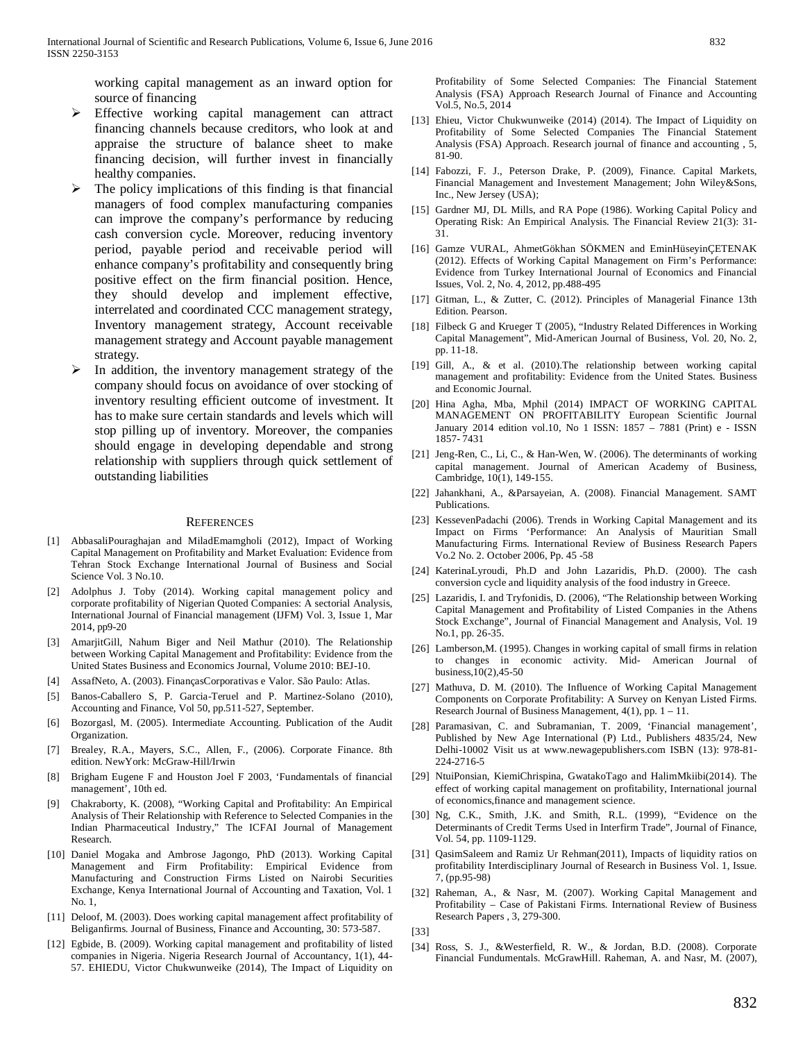working capital management as an inward option for source of financing

- Effective working capital management can attract financing channels because creditors, who look at and appraise the structure of balance sheet to make financing decision, will further invest in financially healthy companies.
- The policy implications of this finding is that financial managers of food complex manufacturing companies can improve the company's performance by reducing cash conversion cycle. Moreover, reducing inventory period, payable period and receivable period will enhance company's profitability and consequently bring positive effect on the firm financial position. Hence, they should develop and implement effective, interrelated and coordinated CCC management strategy, Inventory management strategy, Account receivable management strategy and Account payable management strategy.
- In addition, the inventory management strategy of the company should focus on avoidance of over stocking of inventory resulting efficient outcome of investment. It has to make sure certain standards and levels which will stop pilling up of inventory. Moreover, the companies should engage in developing dependable and strong relationship with suppliers through quick settlement of outstanding liabilities

## References

[1] AbbasaliPouraghajan and MiladEmamgholi (2012), Impact of Working Capital Management on Profitability and Market Evaluation: Evidence from Tehran Stock Exchange International Journal of Business and Social Science Vol. 3 No.10.

[2] Adolphus J. Toby (2014). Working capital management policy and corporate profitability of Nigerian Quoted Companies: A sectorial Analysis, International Journal of Financial management (IJFM) Vol. 3, Issue 1, Mar 2014, pp9-20

[3] AmarjitGill, Nahum Biger and Neil Mathur (2010). The Relationship between Working Capital Management and Profitability: Evidence from the United States Business and Economics Journal, Volume 2010: BEJ-10.

[4] AssafNeto, A. (2003). FinançasCorporativas e Valor. São Paulo: Atlas.

[5] Banos-Caballero S, P. Garcia-Teruel and P. Martinez-Solano (2010), Accounting and Finance, Vol 50, pp.511-527, September.

[6] Bozorgasl, M. (2005). Intermediate Accounting. Publication of the Audit Organization.

[7] Brealey, R.A., Mayers, S.C., Allen, F., (2006). Corporate Finance. 8th edition. NewYork: McGraw-Hill/Irwin

[8] Brigham Eugene F and Houston Joel F 2003, 'Fundamentals of financial management', 10th ed.

[9] Chakraborty, K. (2008), "Working Capital and Profitability: An Empirical Analysis of Their Relationship with Reference to Selected Companies in the Indian Pharmaceutical Industry," The ICFAI Journal of Management Research.

[10] Daniel Mogaka and Ambrose Jagongo, PhD (2013). Working Capital Management and Firm Profitability: Empirical Evidence from Manufacturing and Construction Firms Listed on Nairobi Securities Exchange, Kenya International Journal of Accounting and Taxation, Vol. 1 No. 1,

[11] Deloof, M. (2003). Does working capital management affect profitability of Beliganfirms. Journal of Business, Finance and Accounting, 30: 573-587.

[12] Egbide, B. (2009). Working capital management and profitability of listed companies in Nigeria. Nigeria Research Journal of Accountancy, 1(1), 44-57. EHIEDU, Victor Chukwunweike (2014), The Impact of Liquidity on Profitability of Some Selected Companies: The Financial Statement Analysis (FSA) Approach Research Journal of Finance and Accounting Vol.5, No.5, 2014

[13] Ehieu, Victor Chukwunweike (2014) (2014). The Impact of Liquidity on Profitability of Some Selected Companies The Financial Statement Analysis (FSA) Approach. Research journal of finance and accounting , 5, 81-90.

[14] Fabozzi, F. J., Peterson Drake, P. (2009), Finance. Capital Markets, Financial Management and Investement Management; John Wiley&Sons, Inc., New Jersey (USA);

[15] Gardner MJ, DL Mills, and RA Pope (1986). Working Capital Policy and Operating Risk: An Empirical Analysis. The Financial Review 21(3): 31-31.

[16] Gamze VURAL, AhmetGökhan SÖKMEN and EminHüseyinÇETENAK (2012). Effects of Working Capital Management on Firm's Performance: Evidence from Turkey International Journal of Economics and Financial Issues, Vol. 2, No. 4, 2012, pp.488-495

[17] Gitman, L., & Zutter, C. (2012). Principles of Managerial Finance 13th Edition. Pearson.

[18] Filbeck G and Krueger T (2005), "Industry Related Differences in Working Capital Management", Mid-American Journal of Business, Vol. 20, No. 2, pp. 11-18.

[19] Gill, A., & et al. (2010).The relationship between working capital management and profitability: Evidence from the United States. Business and Economic Journal.

[20] Hina Agha, Mba, Mphil (2014) IMPACT OF WORKING CAPITAL MANAGEMENT ON PROFITABILITY European Scientific Journal January 2014 edition vol.10, No 1 ISSN: 1857 – 7881 (Print) e - ISSN 1857- 7431

[21] Jeng-Ren, C., Li, C., & Han-Wen, W. (2006). The determinants of working capital management. Journal of American Academy of Business, Cambridge, 10(1), 149-155.

[22] Jahankhani, A., &Parsayeian, A. (2008). Financial Management. SAMT Publications.

[23] KessevenPadachi (2006). Trends in Working Capital Management and its Impact on Firms 'Performance: An Analysis of Mauritian Small Manufacturing Firms. International Review of Business Research Papers Vo.2 No. 2. October 2006, Pp. 45 -58

[24] KaterinaLyroudi, Ph.D and John Lazaridis, Ph.D. (2000). The cash conversion cycle and liquidity analysis of the food industry in Greece.

[25] Lazaridis, I. and Tryfonidis, D. (2006), "The Relationship between Working Capital Management and Profitability of Listed Companies in the Athens Stock Exchange", Journal of Financial Management and Analysis, Vol. 19 No.1, pp. 26-35.

[26] Lamberson,M. (1995). Changes in working capital of small firms in relation to changes in economic activity. Mid- American Journal of business,10(2),45-50

[27] Mathuva, D. M. (2010). The Influence of Working Capital Management Components on Corporate Profitability: A Survey on Kenyan Listed Firms. Research Journal of Business Management, 4(1), pp. 1 – 11.

[28] Paramasivan, C. and Subramanian, T. 2009, 'Financial management', Published by New Age International (P) Ltd., Publishers 4835/24, New Delhi-10002 Visit us at www.newagepublishers.com ISBN (13): 978-81-224-2716-5

[29] NtuiPonsian, KiemiChrispina, GwatakoTago and HalimMkiibi(2014). The effect of working capital management on profitability, International journal of economics,finance and management science.

[30] Ng, C.K., Smith, J.K. and Smith, R.L. (1999), "Evidence on the Determinants of Credit Terms Used in Interfirm Trade", Journal of Finance, Vol. 54, pp. 1109-1129.

[31] QasimSaleem and Ramiz Ur Rehman(2011), Impacts of liquidity ratios on profitability Interdisciplinary Journal of Research in Business Vol. 1, Issue. 7, (pp.95-98)

[32] Raheman, A., & Nasr, M. (2007). Working Capital Management and Profitability – Case of Pakistani Firms. International Review of Business Research Papers , 3, 279-300.

[33]

[34] Ross, S. J., &Westerfield, R. W., & Jordan, B.D. (2008). Corporate Financial Fundumentals. McGrawHill. Raheman, A. and Nasr, M. (2007),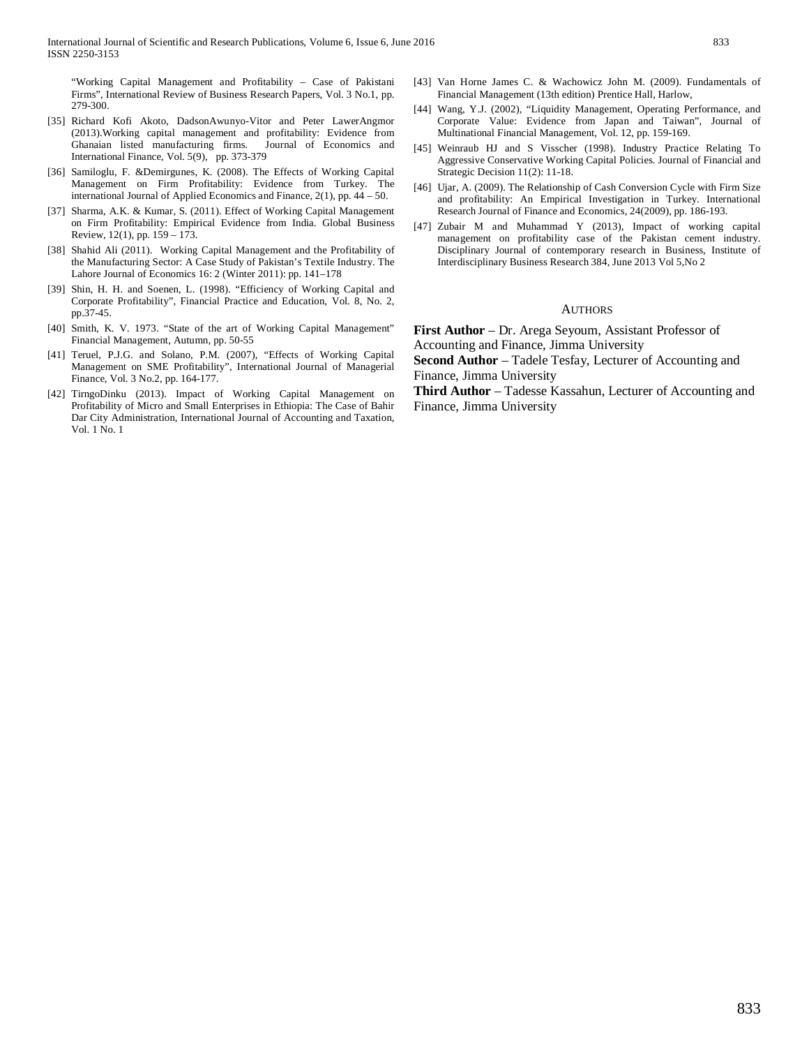"Working Capital Management and Profitability – Case of Pakistani Firms", International Review of Business Research Papers, Vol. 3 No.1, pp. 279-300.

[35] Richard Kofi Akoto, DadsonAwunyo-Vitor and Peter LawerAngmor (2013).Working capital management and profitability: Evidence from Ghanaian listed manufacturing firms. Journal of Economics and International Finance, Vol. 5(9), pp. 373-379

[36] Samiloglu, F. &Demirgunes, K. (2008). The Effects of Working Capital Management on Firm Profitability: Evidence from Turkey. The international Journal of Applied Economics and Finance, 2(1), pp. 44 – 50.

[37] Sharma, A.K. & Kumar, S. (2011). Effect of Working Capital Management on Firm Profitability: Empirical Evidence from India. Global Business Review, 12(1), pp. 159 – 173.

[38] Shahid Ali (2011). Working Capital Management and the Profitability of the Manufacturing Sector: A Case Study of Pakistan's Textile Industry. The Lahore Journal of Economics 16: 2 (Winter 2011): pp. 141–178

[39] Shin, H. H. and Soenen, L. (1998). "Efficiency of Working Capital and Corporate Profitability", Financial Practice and Education, Vol. 8, No. 2, pp.37-45.

[40] Smith, K. V. 1973. "State of the art of Working Capital Management" Financial Management, Autumn, pp. 50-55

[41] Teruel, P.J.G. and Solano, P.M. (2007), "Effects of Working Capital Management on SME Profitability", International Journal of Managerial Finance, Vol. 3 No.2, pp. 164-177.

[42] TirngoDinku (2013). Impact of Working Capital Management on Profitability of Micro and Small Enterprises in Ethiopia: The Case of Bahir Dar City Administration, International Journal of Accounting and Taxation, Vol. 1 No. 1

[43] Van Horne James C. & Wachowicz John M. (2009). Fundamentals of Financial Management (13th edition) Prentice Hall, Harlow,

[44] Wang, Y.J. (2002), "Liquidity Management, Operating Performance, and Corporate Value: Evidence from Japan and Taiwan", Journal of Multinational Financial Management, Vol. 12, pp. 159-169.

[45] Weinraub HJ and S Visscher (1998). Industry Practice Relating To Aggressive Conservative Working Capital Policies. Journal of Financial and Strategic Decision 11(2): 11-18.

[46] Ujar, A. (2009). The Relationship of Cash Conversion Cycle with Firm Size and profitability: An Empirical Investigation in Turkey. International Research Journal of Finance and Economics, 24(2009), pp. 186-193.

[47] Zubair M and Muhammad Y (2013), Impact of working capital management on profitability case of the Pakistan cement industry. Disciplinary Journal of contemporary research in Business, Institute of Interdisciplinary Business Research 384, June 2013 Vol 5,No 2

## Authors

**First Author** – Dr. Arega Seyoum, Assistant Professor of Accounting and Finance, Jimma University

**Second Author** – Tadele Tesfay, Lecturer of Accounting and Finance, Jimma University

**Third Author** – Tadesse Kassahun, Lecturer of Accounting and Finance, Jimma University